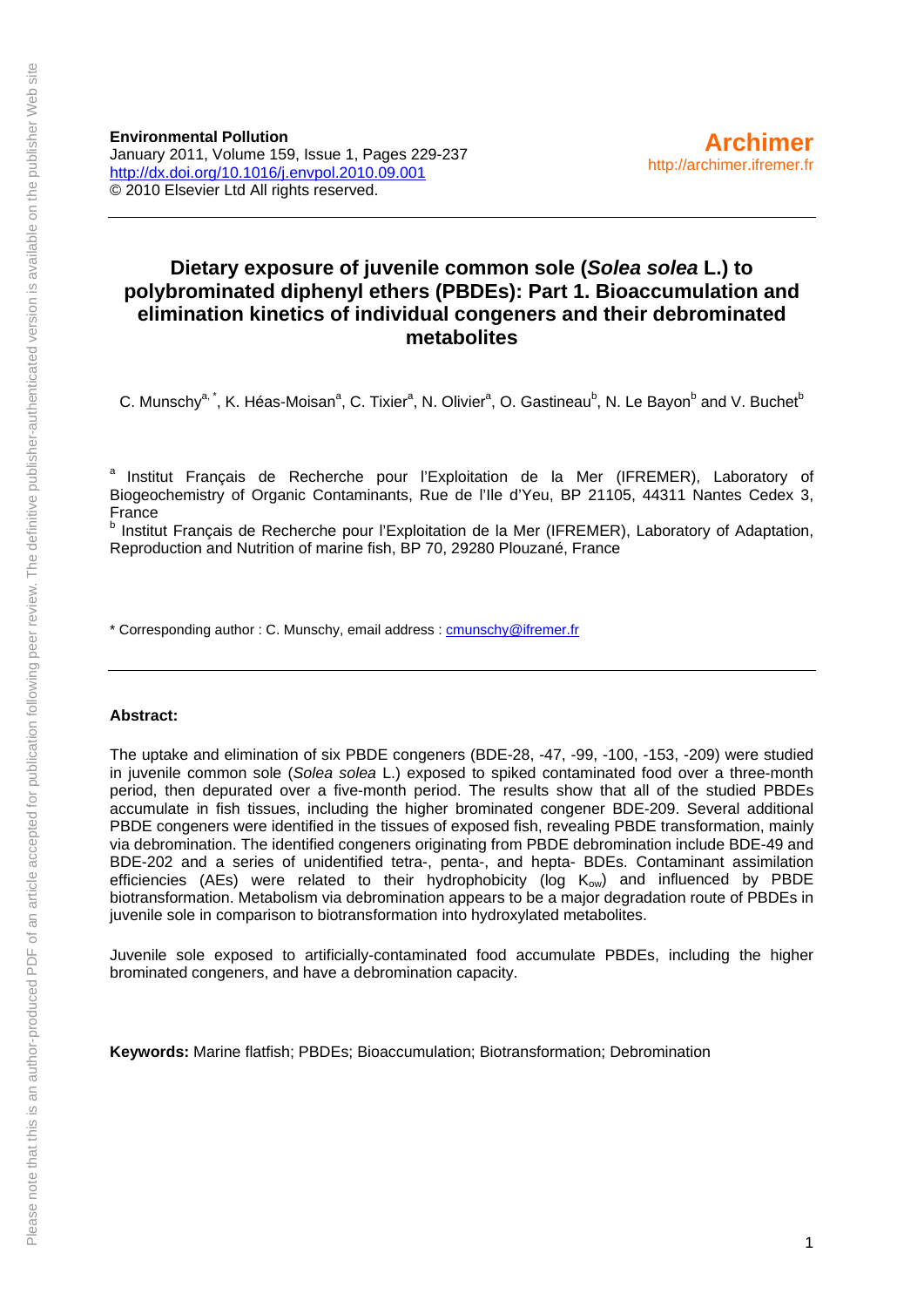**Environmental Pollution**
January 2011, Volume 159, Issue 1, Pages 229-237
http://dx.doi.org/10.1016/j.envpol.2010.09.001
© 2010 Elsevier Ltd All rights reserved.

**Archimer**
http://archimer.ifremer.fr

# Dietary exposure of juvenile common sole (*Solea solea* L.) to polybrominated diphenyl ethers (PBDEs): Part 1. Bioaccumulation and elimination kinetics of individual congeners and their debrominated metabolites

C. Munschy[a, *], K. Héas-Moisan[a], C. Tixier[a], N. Olivier[a], O. Gastineau[b], N. Le Bayon[b] and V. Buchet[b]

[a] Institut Français de Recherche pour l'Exploitation de la Mer (IFREMER), Laboratory of Biogeochemistry of Organic Contaminants, Rue de l'Ile d'Yeu, BP 21105, 44311 Nantes Cedex 3, France

[b] Institut Français de Recherche pour l'Exploitation de la Mer (IFREMER), Laboratory of Adaptation, Reproduction and Nutrition of marine fish, BP 70, 29280 Plouzané, France

\* Corresponding author : C. Munschy, email address : cmunschy@ifremer.fr

**Abstract:**

The uptake and elimination of six PBDE congeners (BDE-28, -47, -99, -100, -153, -209) were studied in juvenile common sole (*Solea solea* L.) exposed to spiked contaminated food over a three-month period, then depurated over a five-month period. The results show that all of the studied PBDEs accumulate in fish tissues, including the higher brominated congener BDE-209. Several additional PBDE congeners were identified in the tissues of exposed fish, revealing PBDE transformation, mainly via debromination. The identified congeners originating from PBDE debromination include BDE-49 and BDE-202 and a series of unidentified tetra-, penta-, and hepta- BDEs. Contaminant assimilation efficiencies (AEs) were related to their hydrophobicity (log $K_{ow}$) and influenced by PBDE biotransformation. Metabolism via debromination appears to be a major degradation route of PBDEs in juvenile sole in comparison to biotransformation into hydroxylated metabolites.

Juvenile sole exposed to artificially-contaminated food accumulate PBDEs, including the higher brominated congeners, and have a debromination capacity.

**Keywords:** Marine flatfish; PBDEs; Bioaccumulation; Biotransformation; Debromination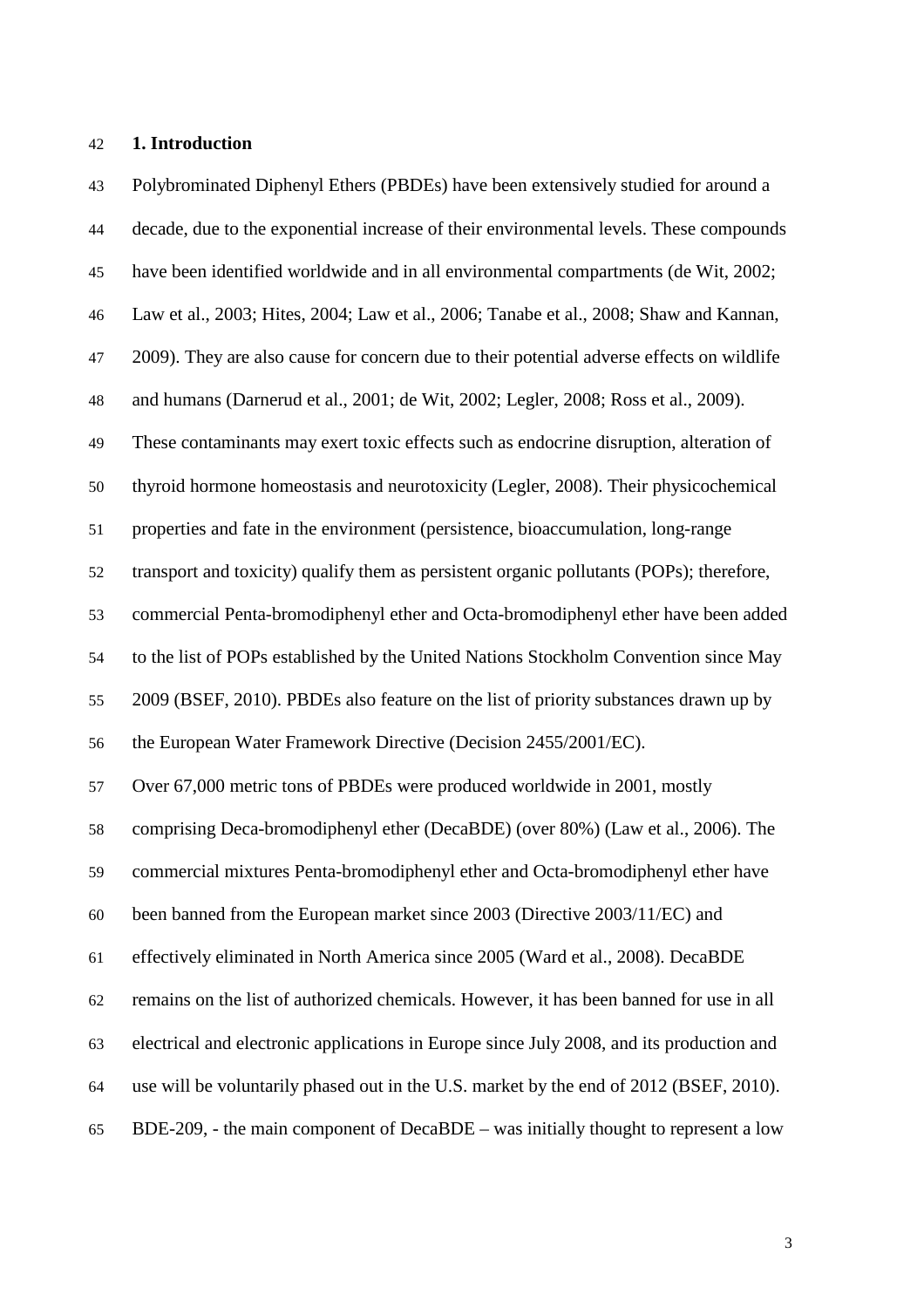## 1. Introduction

Polybrominated Diphenyl Ethers (PBDEs) have been extensively studied for around a decade, due to the exponential increase of their environmental levels. These compounds have been identified worldwide and in all environmental compartments (de Wit, 2002; Law et al., 2003; Hites, 2004; Law et al., 2006; Tanabe et al., 2008; Shaw and Kannan, 2009). They are also cause for concern due to their potential adverse effects on wildlife and humans (Darnerud et al., 2001; de Wit, 2002; Legler, 2008; Ross et al., 2009). These contaminants may exert toxic effects such as endocrine disruption, alteration of thyroid hormone homeostasis and neurotoxicity (Legler, 2008). Their physicochemical properties and fate in the environment (persistence, bioaccumulation, long-range transport and toxicity) qualify them as persistent organic pollutants (POPs); therefore, commercial Penta-bromodiphenyl ether and Octa-bromodiphenyl ether have been added to the list of POPs established by the United Nations Stockholm Convention since May 2009 (BSEF, 2010). PBDEs also feature on the list of priority substances drawn up by the European Water Framework Directive (Decision 2455/2001/EC).

Over 67,000 metric tons of PBDEs were produced worldwide in 2001, mostly comprising Deca-bromodiphenyl ether (DecaBDE) (over 80%) (Law et al., 2006). The commercial mixtures Penta-bromodiphenyl ether and Octa-bromodiphenyl ether have been banned from the European market since 2003 (Directive 2003/11/EC) and effectively eliminated in North America since 2005 (Ward et al., 2008). DecaBDE remains on the list of authorized chemicals. However, it has been banned for use in all electrical and electronic applications in Europe since July 2008, and its production and use will be voluntarily phased out in the U.S. market by the end of 2012 (BSEF, 2010). BDE-209, - the main component of DecaBDE – was initially thought to represent a low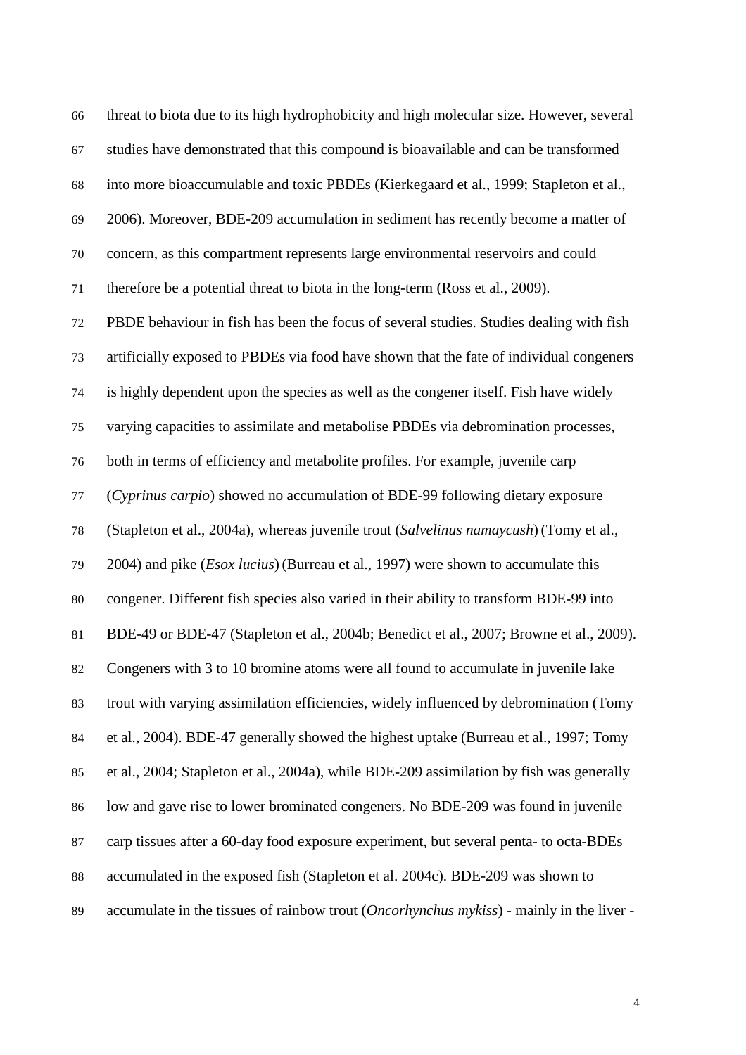threat to biota due to its high hydrophobicity and high molecular size. However, several studies have demonstrated that this compound is bioavailable and can be transformed into more bioaccumulable and toxic PBDEs (Kierkegaard et al., 1999; Stapleton et al., 2006). Moreover, BDE-209 accumulation in sediment has recently become a matter of concern, as this compartment represents large environmental reservoirs and could therefore be a potential threat to biota in the long-term (Ross et al., 2009).

PBDE behaviour in fish has been the focus of several studies. Studies dealing with fish artificially exposed to PBDEs via food have shown that the fate of individual congeners is highly dependent upon the species as well as the congener itself. Fish have widely varying capacities to assimilate and metabolise PBDEs via debromination processes, both in terms of efficiency and metabolite profiles. For example, juvenile carp (*Cyprinus carpio*) showed no accumulation of BDE-99 following dietary exposure (Stapleton et al., 2004a), whereas juvenile trout (*Salvelinus namaycush*) (Tomy et al., 2004) and pike (*Esox lucius*) (Burreau et al., 1997) were shown to accumulate this congener. Different fish species also varied in their ability to transform BDE-99 into BDE-49 or BDE-47 (Stapleton et al., 2004b; Benedict et al., 2007; Browne et al., 2009). Congeners with 3 to 10 bromine atoms were all found to accumulate in juvenile lake trout with varying assimilation efficiencies, widely influenced by debromination (Tomy et al., 2004). BDE-47 generally showed the highest uptake (Burreau et al., 1997; Tomy et al., 2004; Stapleton et al., 2004a), while BDE-209 assimilation by fish was generally low and gave rise to lower brominated congeners. No BDE-209 was found in juvenile carp tissues after a 60-day food exposure experiment, but several penta- to octa-BDEs accumulated in the exposed fish (Stapleton et al. 2004c). BDE-209 was shown to accumulate in the tissues of rainbow trout (*Oncorhynchus mykiss*) - mainly in the liver -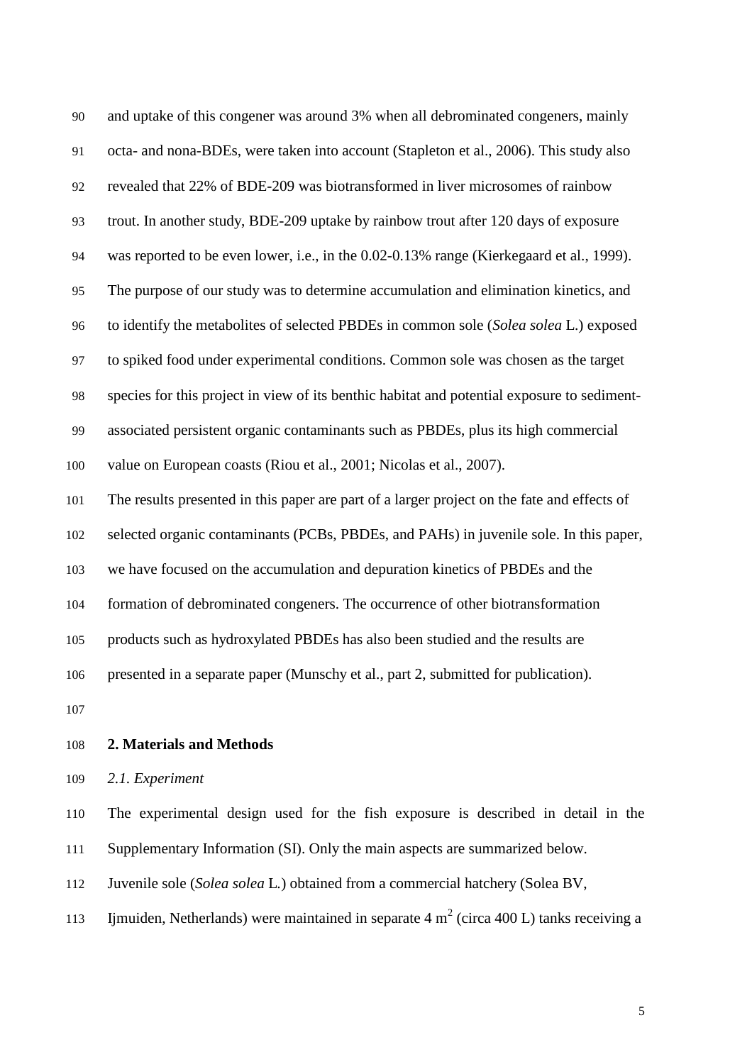and uptake of this congener was around 3% when all debrominated congeners, mainly octa- and nona-BDEs, were taken into account (Stapleton et al., 2006). This study also revealed that 22% of BDE-209 was biotransformed in liver microsomes of rainbow trout. In another study, BDE-209 uptake by rainbow trout after 120 days of exposure was reported to be even lower, i.e., in the 0.02-0.13% range (Kierkegaard et al., 1999). The purpose of our study was to determine accumulation and elimination kinetics, and to identify the metabolites of selected PBDEs in common sole (*Solea solea* L.) exposed to spiked food under experimental conditions. Common sole was chosen as the target species for this project in view of its benthic habitat and potential exposure to sediment-associated persistent organic contaminants such as PBDEs, plus its high commercial value on European coasts (Riou et al., 2001; Nicolas et al., 2007).

The results presented in this paper are part of a larger project on the fate and effects of selected organic contaminants (PCBs, PBDEs, and PAHs) in juvenile sole. In this paper, we have focused on the accumulation and depuration kinetics of PBDEs and the formation of debrominated congeners. The occurrence of other biotransformation products such as hydroxylated PBDEs has also been studied and the results are presented in a separate paper (Munschy et al., part 2, submitted for publication).

## 2. Materials and Methods

### *2.1. Experiment*

The experimental design used for the fish exposure is described in detail in the Supplementary Information (SI). Only the main aspects are summarized below.

Juvenile sole (*Solea solea* L.) obtained from a commercial hatchery (Solea BV, Ijmuiden, Netherlands) were maintained in separate 4 $m^2$ (circa 400 L) tanks receiving a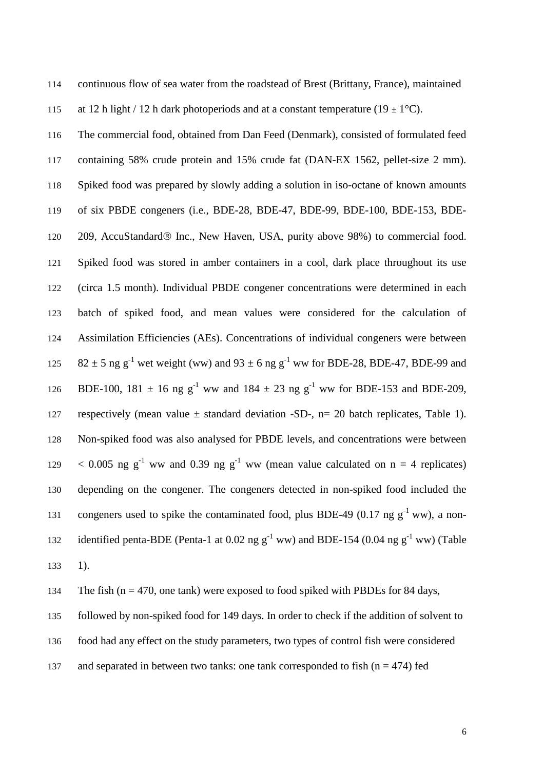continuous flow of sea water from the roadstead of Brest (Brittany, France), maintained at 12 h light / 12 h dark photoperiods and at a constant temperature (19 ± 1°C).

The commercial food, obtained from Dan Feed (Denmark), consisted of formulated feed containing 58% crude protein and 15% crude fat (DAN-EX 1562, pellet-size 2 mm). Spiked food was prepared by slowly adding a solution in iso-octane of known amounts of six PBDE congeners (i.e., BDE-28, BDE-47, BDE-99, BDE-100, BDE-153, BDE-209, AccuStandard® Inc., New Haven, USA, purity above 98%) to commercial food. Spiked food was stored in amber containers in a cool, dark place throughout its use (circa 1.5 month). Individual PBDE congener concentrations were determined in each batch of spiked food, and mean values were considered for the calculation of Assimilation Efficiencies (AEs). Concentrations of individual congeners were between $82 \pm 5$ ng $g^{-1}$ wet weight (ww) and $93 \pm 6$ ng $g^{-1}$ ww for BDE-28, BDE-47, BDE-99 and BDE-100, $181 \pm 16$ ng $g^{-1}$ ww and $184 \pm 23$ ng $g^{-1}$ ww for BDE-153 and BDE-209, respectively (mean value ± standard deviation -SD-, n= 20 batch replicates, Table 1). Non-spiked food was also analysed for PBDE levels, and concentrations were between $< 0.005$ ng $g^{-1}$ ww and 0.39 ng $g^{-1}$ ww (mean value calculated on n = 4 replicates) depending on the congener. The congeners detected in non-spiked food included the congeners used to spike the contaminated food, plus BDE-49 (0.17 ng $g^{-1}$ ww), a non-identified penta-BDE (Penta-1 at 0.02 ng $g^{-1}$ ww) and BDE-154 (0.04 ng $g^{-1}$ ww) (Table 1).

The fish (n = 470, one tank) were exposed to food spiked with PBDEs for 84 days, followed by non-spiked food for 149 days. In order to check if the addition of solvent to food had any effect on the study parameters, two types of control fish were considered and separated in between two tanks: one tank corresponded to fish (n = 474) fed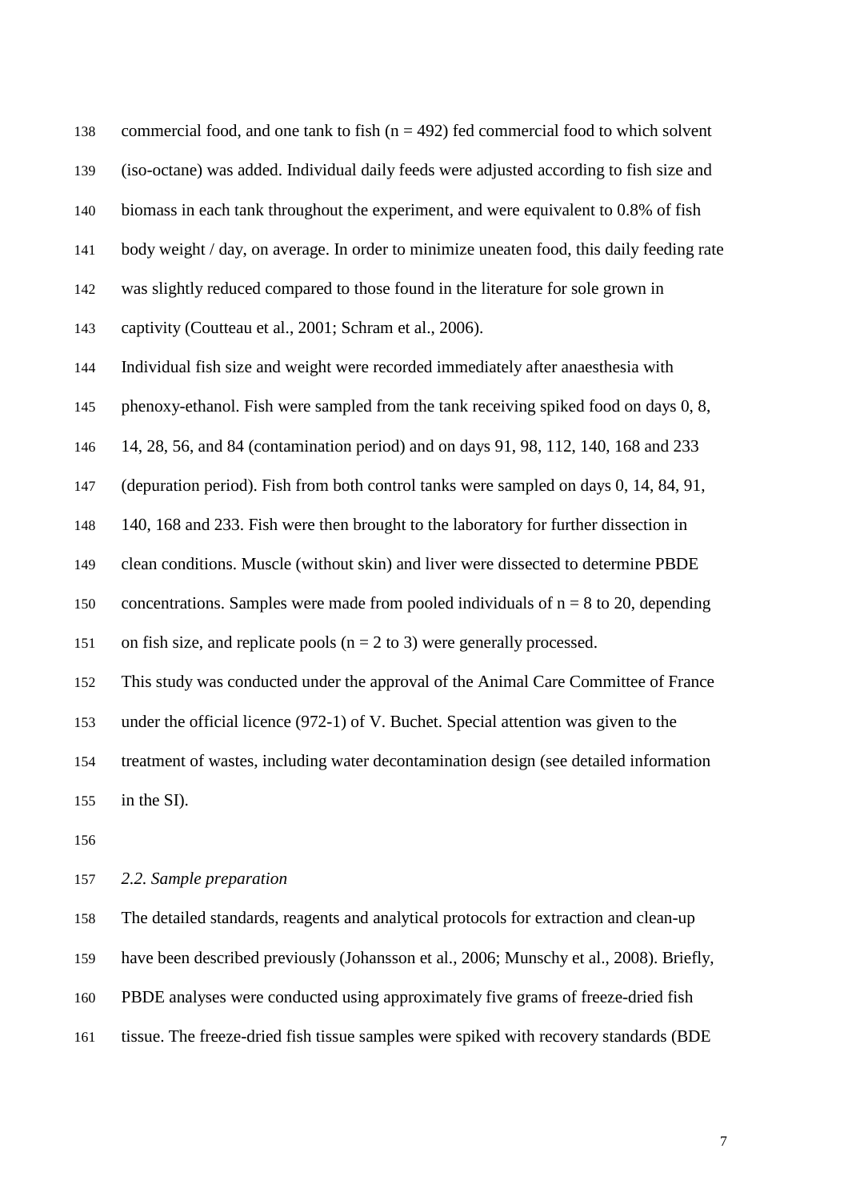commercial food, and one tank to fish ($n = 492$) fed commercial food to which solvent (iso-octane) was added. Individual daily feeds were adjusted according to fish size and biomass in each tank throughout the experiment, and were equivalent to 0.8% of fish body weight / day, on average. In order to minimize uneaten food, this daily feeding rate was slightly reduced compared to those found in the literature for sole grown in captivity (Coutteau et al., 2001; Schram et al., 2006).

Individual fish size and weight were recorded immediately after anaesthesia with phenoxy-ethanol. Fish were sampled from the tank receiving spiked food on days 0, 8, 14, 28, 56, and 84 (contamination period) and on days 91, 98, 112, 140, 168 and 233 (depuration period). Fish from both control tanks were sampled on days 0, 14, 84, 91, 140, 168 and 233. Fish were then brought to the laboratory for further dissection in clean conditions. Muscle (without skin) and liver were dissected to determine PBDE concentrations. Samples were made from pooled individuals of $n = 8$ to 20, depending on fish size, and replicate pools ($n = 2$ to 3) were generally processed.

This study was conducted under the approval of the Animal Care Committee of France under the official licence (972-1) of V. Buchet. Special attention was given to the treatment of wastes, including water decontamination design (see detailed information in the SI).

### *2.2. Sample preparation*

The detailed standards, reagents and analytical protocols for extraction and clean-up have been described previously (Johansson et al., 2006; Munschy et al., 2008). Briefly, PBDE analyses were conducted using approximately five grams of freeze-dried fish tissue. The freeze-dried fish tissue samples were spiked with recovery standards (BDE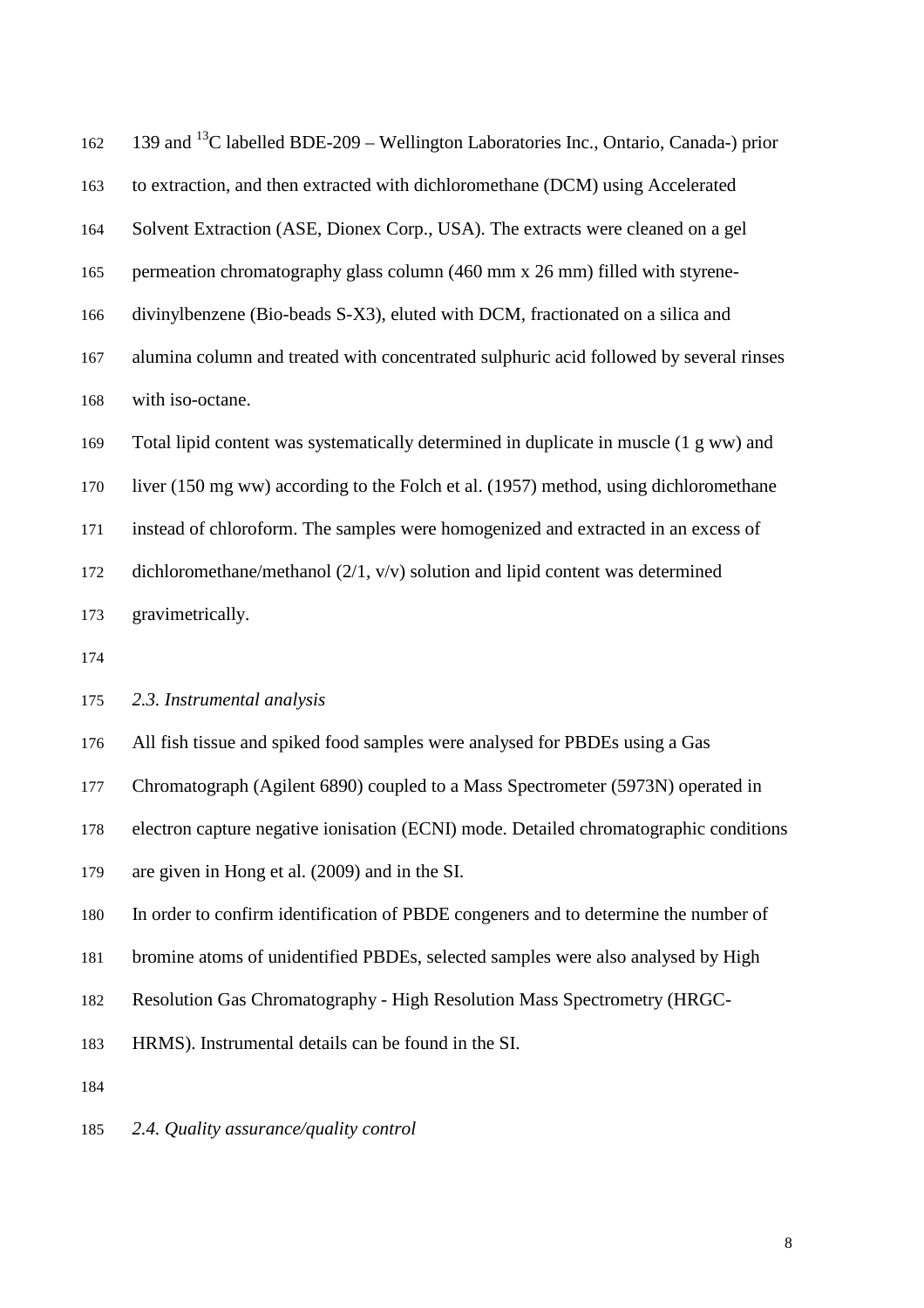139 and $^{13}C$ labelled BDE-209 – Wellington Laboratories Inc., Ontario, Canada-) prior to extraction, and then extracted with dichloromethane (DCM) using Accelerated Solvent Extraction (ASE, Dionex Corp., USA). The extracts were cleaned on a gel permeation chromatography glass column (460 mm x 26 mm) filled with styrene-divinylbenzene (Bio-beads S-X3), eluted with DCM, fractionated on a silica and alumina column and treated with concentrated sulphuric acid followed by several rinses with iso-octane.

Total lipid content was systematically determined in duplicate in muscle (1 g ww) and liver (150 mg ww) according to the Folch et al. (1957) method, using dichloromethane instead of chloroform. The samples were homogenized and extracted in an excess of dichloromethane/methanol (2/1, v/v) solution and lipid content was determined gravimetrically.

### *2.3. Instrumental analysis*

All fish tissue and spiked food samples were analysed for PBDEs using a Gas Chromatograph (Agilent 6890) coupled to a Mass Spectrometer (5973N) operated in electron capture negative ionisation (ECNI) mode. Detailed chromatographic conditions are given in Hong et al. (2009) and in the SI.

In order to confirm identification of PBDE congeners and to determine the number of bromine atoms of unidentified PBDEs, selected samples were also analysed by High Resolution Gas Chromatography - High Resolution Mass Spectrometry (HRGC-HRMS). Instrumental details can be found in the SI.

### *2.4. Quality assurance/quality control*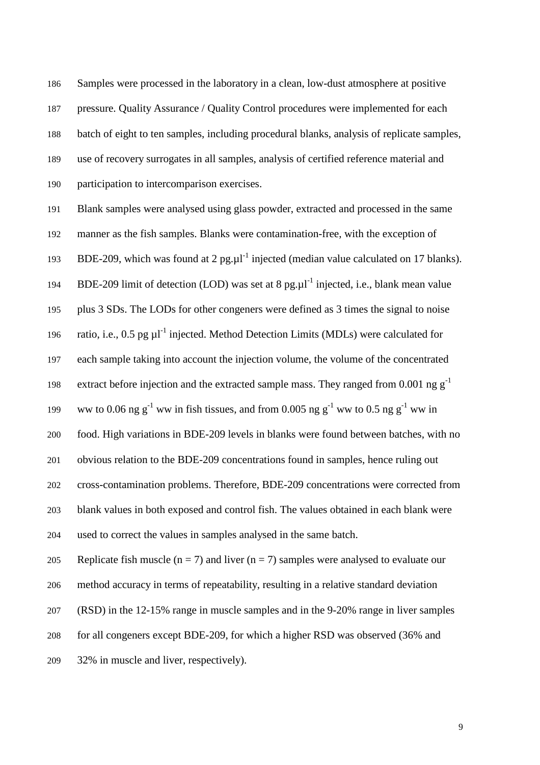Samples were processed in the laboratory in a clean, low-dust atmosphere at positive pressure. Quality Assurance / Quality Control procedures were implemented for each batch of eight to ten samples, including procedural blanks, analysis of replicate samples, use of recovery surrogates in all samples, analysis of certified reference material and participation to intercomparison exercises.

Blank samples were analysed using glass powder, extracted and processed in the same manner as the fish samples. Blanks were contamination-free, with the exception of BDE-209, which was found at 2 pg.µl$^{-1}$ injected (median value calculated on 17 blanks). BDE-209 limit of detection (LOD) was set at 8 pg.µl$^{-1}$ injected, i.e., blank mean value plus 3 SDs. The LODs for other congeners were defined as 3 times the signal to noise ratio, i.e., 0.5 pg µl$^{-1}$ injected. Method Detection Limits (MDLs) were calculated for each sample taking into account the injection volume, the volume of the concentrated extract before injection and the extracted sample mass. They ranged from 0.001 ng g$^{-1}$ ww to 0.06 ng g$^{-1}$ ww in fish tissues, and from 0.005 ng g$^{-1}$ ww to 0.5 ng g$^{-1}$ ww in food. High variations in BDE-209 levels in blanks were found between batches, with no obvious relation to the BDE-209 concentrations found in samples, hence ruling out cross-contamination problems. Therefore, BDE-209 concentrations were corrected from blank values in both exposed and control fish. The values obtained in each blank were used to correct the values in samples analysed in the same batch.

Replicate fish muscle ($n = 7$) and liver ($n = 7$) samples were analysed to evaluate our method accuracy in terms of repeatability, resulting in a relative standard deviation (RSD) in the 12-15% range in muscle samples and in the 9-20% range in liver samples for all congeners except BDE-209, for which a higher RSD was observed (36% and 32% in muscle and liver, respectively).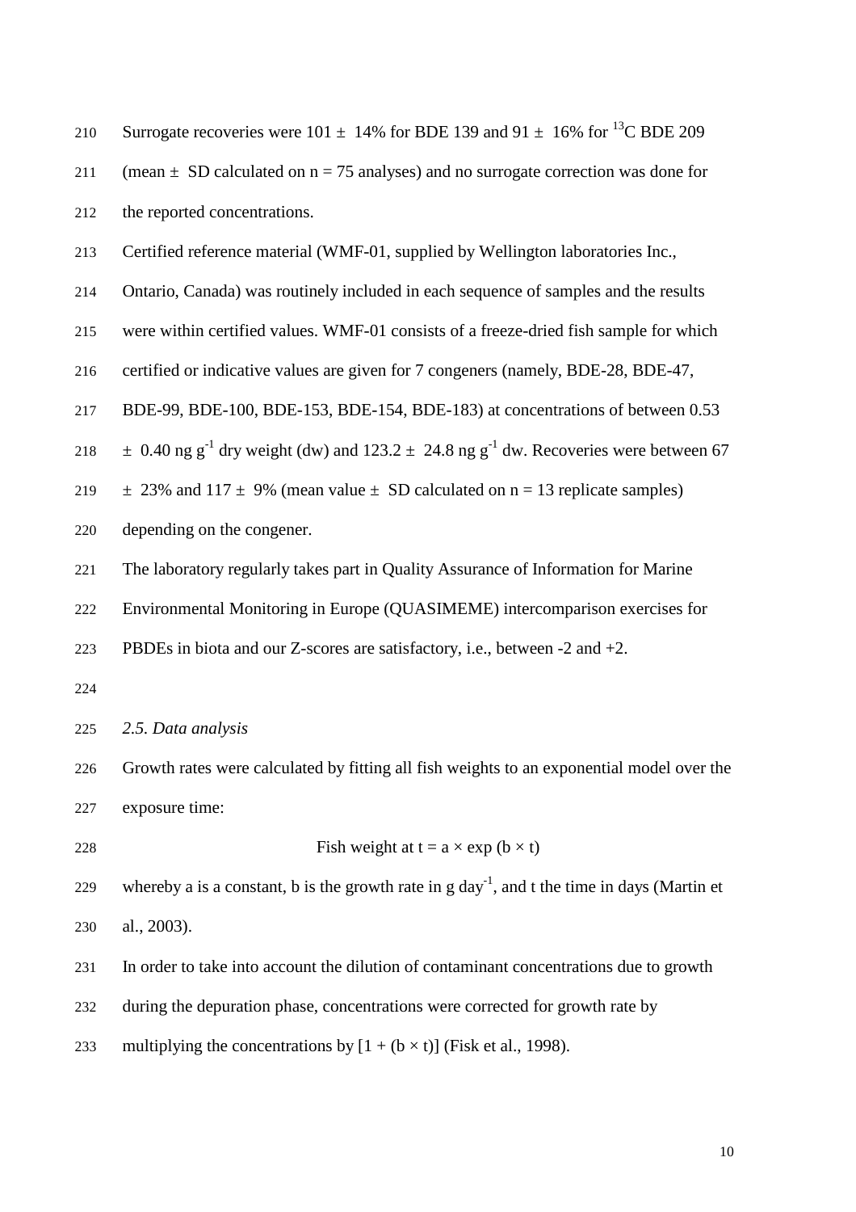Surrogate recoveries were 101 ± 14% for BDE 139 and 91 ± 16% for $^{13}$C BDE 209 (mean ± SD calculated on n = 75 analyses) and no surrogate correction was done for the reported concentrations.

Certified reference material (WMF-01, supplied by Wellington laboratories Inc., Ontario, Canada) was routinely included in each sequence of samples and the results were within certified values. WMF-01 consists of a freeze-dried fish sample for which certified or indicative values are given for 7 congeners (namely, BDE-28, BDE-47, BDE-99, BDE-100, BDE-153, BDE-154, BDE-183) at concentrations of between 0.53 ± 0.40 ng $g^{-1}$ dry weight (dw) and 123.2 ± 24.8 ng $g^{-1}$ dw. Recoveries were between 67 ± 23% and 117 ± 9% (mean value ± SD calculated on n = 13 replicate samples) depending on the congener.

The laboratory regularly takes part in Quality Assurance of Information for Marine Environmental Monitoring in Europe (QUASIMEME) intercomparison exercises for PBDEs in biota and our Z-scores are satisfactory, i.e., between -2 and +2.

### *2.5. Data analysis*

Growth rates were calculated by fitting all fish weights to an exponential model over the exposure time:

$$\text{Fish weight at } t = a \times \exp(b \times t)$$

whereby a is a constant, b is the growth rate in g $day^{-1}$, and t the time in days (Martin et al., 2003).

In order to take into account the dilution of contaminant concentrations due to growth during the depuration phase, concentrations were corrected for growth rate by multiplying the concentrations by $[1 + (b \times t)]$ (Fisk et al., 1998).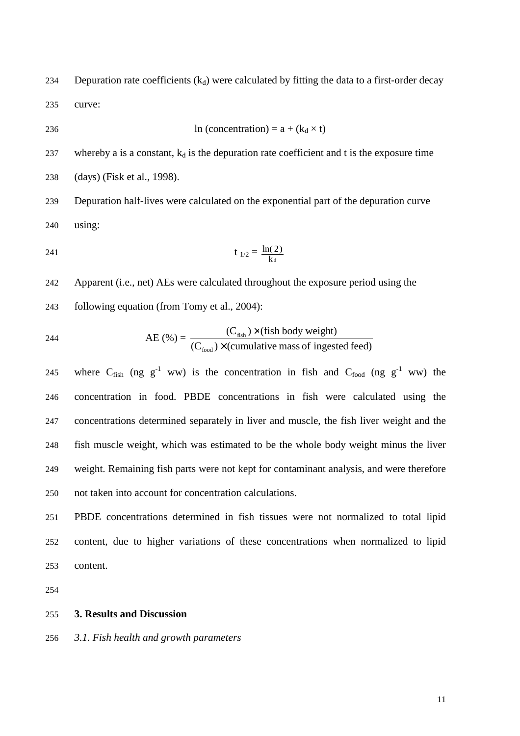Depuration rate coefficients ($k_d$) were calculated by fitting the data to a first-order decay curve:

$$\ln(\text{concentration}) = a + (k_d \times t)$$

whereby a is a constant, $k_d$ is the depuration rate coefficient and t is the exposure time (days) (Fisk et al., 1998).

Depuration half-lives were calculated on the exponential part of the depuration curve using:

$$t_{1/2} = \frac{\ln(2)}{k_d}$$

Apparent (i.e., net) AEs were calculated throughout the exposure period using the following equation (from Tomy et al., 2004):

$$\text{AE}(\%) = \frac{(C_{\text{fish}}) \times (\text{fish body weight})}{(C_{\text{food}}) \times (\text{cumulative mass of ingested feed})}$$

where $C_{fish}$ (ng $g^{-1}$ ww) is the concentration in fish and $C_{food}$ (ng $g^{-1}$ ww) the concentration in food. PBDE concentrations in fish were calculated using the concentrations determined separately in liver and muscle, the fish liver weight and the fish muscle weight, which was estimated to be the whole body weight minus the liver weight. Remaining fish parts were not kept for contaminant analysis, and were therefore not taken into account for concentration calculations.

PBDE concentrations determined in fish tissues were not normalized to total lipid content, due to higher variations of these concentrations when normalized to lipid content.

## 3. Results and Discussion

### *3.1. Fish health and growth parameters*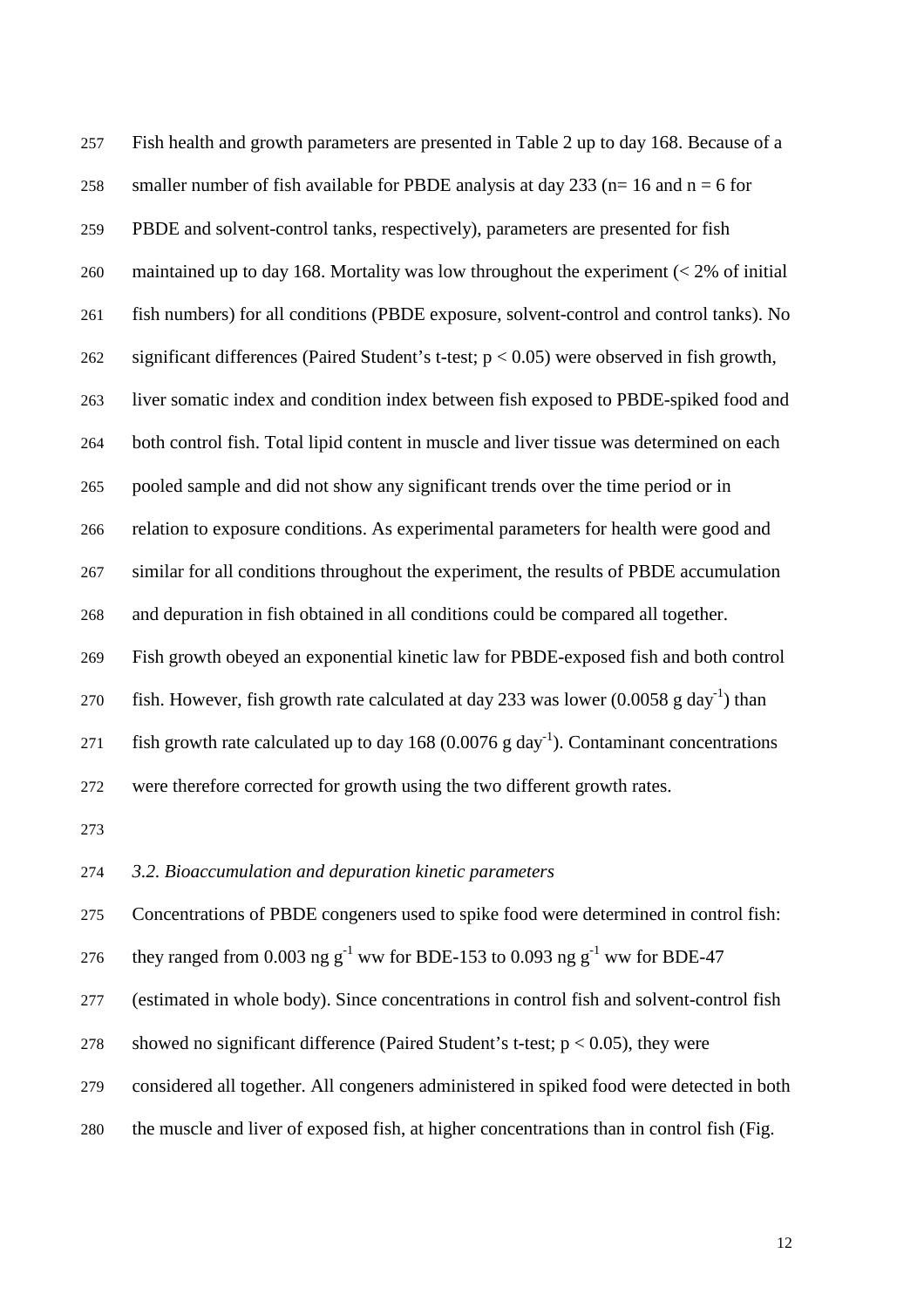Fish health and growth parameters are presented in Table 2 up to day 168. Because of a smaller number of fish available for PBDE analysis at day 233 (n= 16 and n = 6 for PBDE and solvent-control tanks, respectively), parameters are presented for fish maintained up to day 168. Mortality was low throughout the experiment (< 2% of initial fish numbers) for all conditions (PBDE exposure, solvent-control and control tanks). No significant differences (Paired Student's t-test; $p < 0.05$) were observed in fish growth, liver somatic index and condition index between fish exposed to PBDE-spiked food and both control fish. Total lipid content in muscle and liver tissue was determined on each pooled sample and did not show any significant trends over the time period or in relation to exposure conditions. As experimental parameters for health were good and similar for all conditions throughout the experiment, the results of PBDE accumulation and depuration in fish obtained in all conditions could be compared all together.

Fish growth obeyed an exponential kinetic law for PBDE-exposed fish and both control fish. However, fish growth rate calculated at day 233 was lower (0.0058 g $day^{-1}$) than fish growth rate calculated up to day 168 (0.0076 g $day^{-1}$). Contaminant concentrations were therefore corrected for growth using the two different growth rates.

### *3.2. Bioaccumulation and depuration kinetic parameters*

Concentrations of PBDE congeners used to spike food were determined in control fish: they ranged from 0.003 ng $g^{-1}$ ww for BDE-153 to 0.093 ng $g^{-1}$ ww for BDE-47 (estimated in whole body). Since concentrations in control fish and solvent-control fish showed no significant difference (Paired Student's t-test; $p < 0.05$), they were considered all together. All congeners administered in spiked food were detected in both the muscle and liver of exposed fish, at higher concentrations than in control fish (Fig.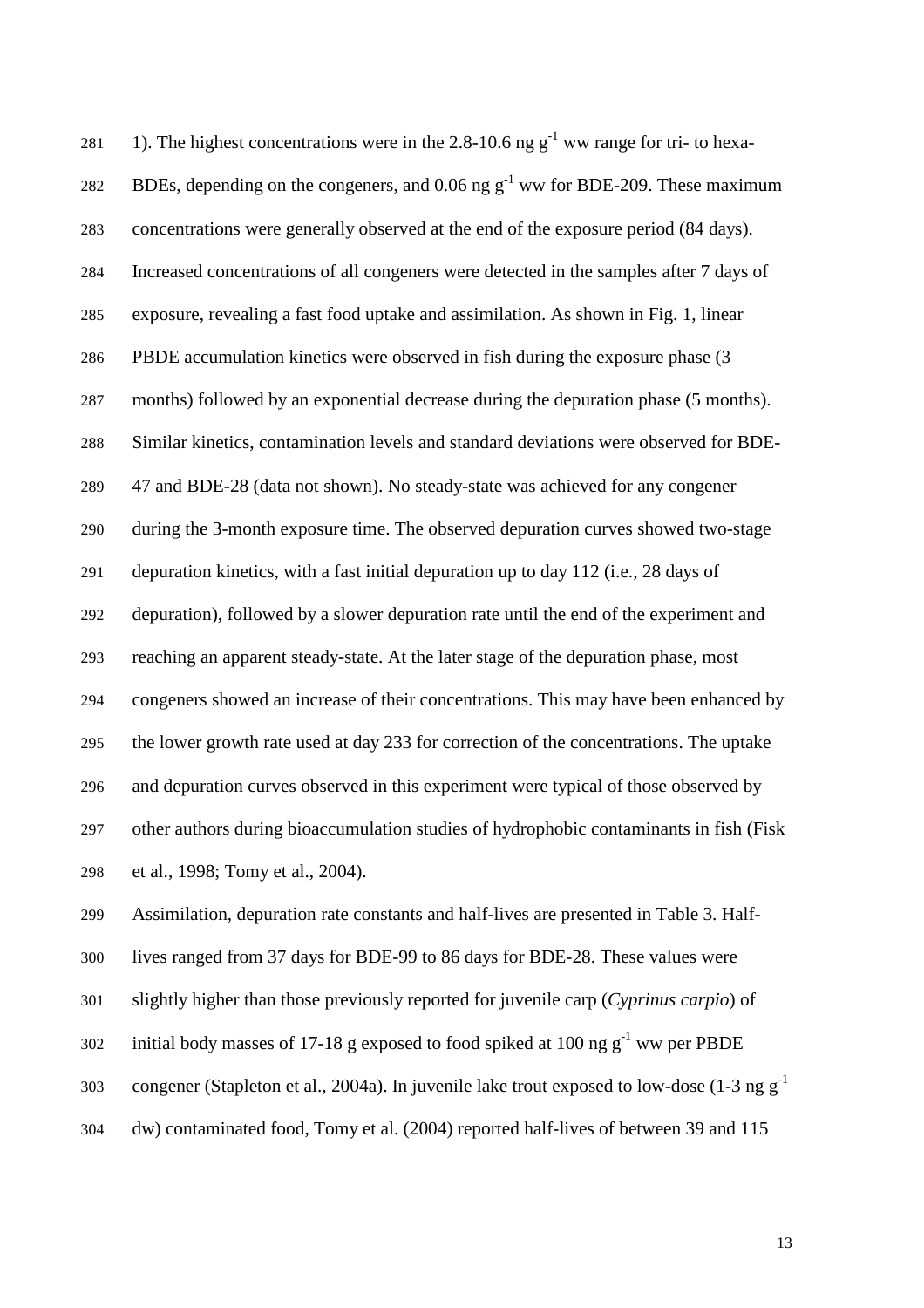1). The highest concentrations were in the 2.8-10.6 ng $g^{-1}$ ww range for tri- to hexa-BDEs, depending on the congeners, and 0.06 ng $g^{-1}$ ww for BDE-209. These maximum concentrations were generally observed at the end of the exposure period (84 days). Increased concentrations of all congeners were detected in the samples after 7 days of exposure, revealing a fast food uptake and assimilation. As shown in Fig. 1, linear PBDE accumulation kinetics were observed in fish during the exposure phase (3 months) followed by an exponential decrease during the depuration phase (5 months). Similar kinetics, contamination levels and standard deviations were observed for BDE-47 and BDE-28 (data not shown). No steady-state was achieved for any congener during the 3-month exposure time. The observed depuration curves showed two-stage depuration kinetics, with a fast initial depuration up to day 112 (i.e., 28 days of depuration), followed by a slower depuration rate until the end of the experiment and reaching an apparent steady-state. At the later stage of the depuration phase, most congeners showed an increase of their concentrations. This may have been enhanced by the lower growth rate used at day 233 for correction of the concentrations. The uptake and depuration curves observed in this experiment were typical of those observed by other authors during bioaccumulation studies of hydrophobic contaminants in fish (Fisk et al., 1998; Tomy et al., 2004).

Assimilation, depuration rate constants and half-lives are presented in Table 3. Half-lives ranged from 37 days for BDE-99 to 86 days for BDE-28. These values were slightly higher than those previously reported for juvenile carp (*Cyprinus carpio*) of initial body masses of 17-18 g exposed to food spiked at 100 ng $g^{-1}$ ww per PBDE congener (Stapleton et al., 2004a). In juvenile lake trout exposed to low-dose (1-3 ng $g^{-1}$ dw) contaminated food, Tomy et al. (2004) reported half-lives of between 39 and 115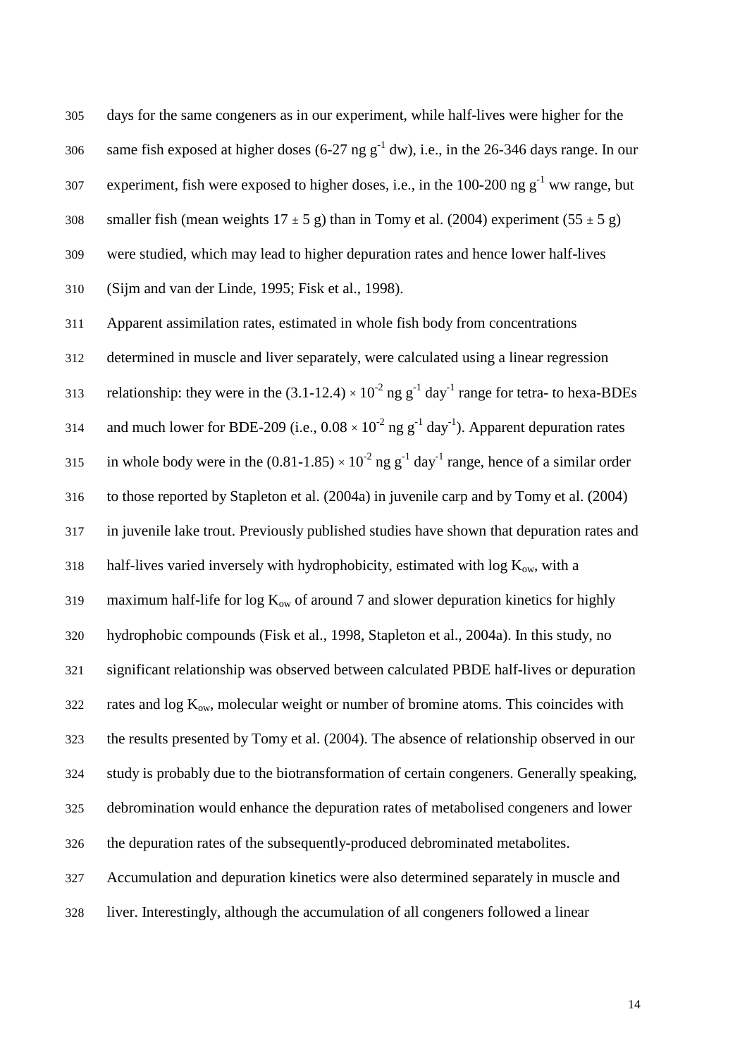days for the same congeners as in our experiment, while half-lives were higher for the same fish exposed at higher doses (6-27 ng $g^{-1}$ dw), i.e., in the 26-346 days range. In our experiment, fish were exposed to higher doses, i.e., in the 100-200 ng $g^{-1}$ ww range, but smaller fish (mean weights 17 ± 5 g) than in Tomy et al. (2004) experiment (55 ± 5 g) were studied, which may lead to higher depuration rates and hence lower half-lives (Sijm and van der Linde, 1995; Fisk et al., 1998).

Apparent assimilation rates, estimated in whole fish body from concentrations determined in muscle and liver separately, were calculated using a linear regression relationship: they were in the $(3.1\text{-}12.4) \times 10^{-2}$ ng $g^{-1}$ $day^{-1}$ range for tetra- to hexa-BDEs and much lower for BDE-209 (i.e., $0.08 \times 10^{-2}$ ng $g^{-1}$ $day^{-1}$). Apparent depuration rates in whole body were in the $(0.81\text{-}1.85) \times 10^{-2}$ ng $g^{-1}$ $day^{-1}$ range, hence of a similar order to those reported by Stapleton et al. (2004a) in juvenile carp and by Tomy et al. (2004) in juvenile lake trout. Previously published studies have shown that depuration rates and half-lives varied inversely with hydrophobicity, estimated with log $K_{ow}$, with a maximum half-life for log $K_{ow}$ of around 7 and slower depuration kinetics for highly hydrophobic compounds (Fisk et al., 1998, Stapleton et al., 2004a). In this study, no significant relationship was observed between calculated PBDE half-lives or depuration rates and log $K_{ow}$, molecular weight or number of bromine atoms. This coincides with the results presented by Tomy et al. (2004). The absence of relationship observed in our study is probably due to the biotransformation of certain congeners. Generally speaking, debromination would enhance the depuration rates of metabolised congeners and lower the depuration rates of the subsequently-produced debrominated metabolites.

Accumulation and depuration kinetics were also determined separately in muscle and liver. Interestingly, although the accumulation of all congeners followed a linear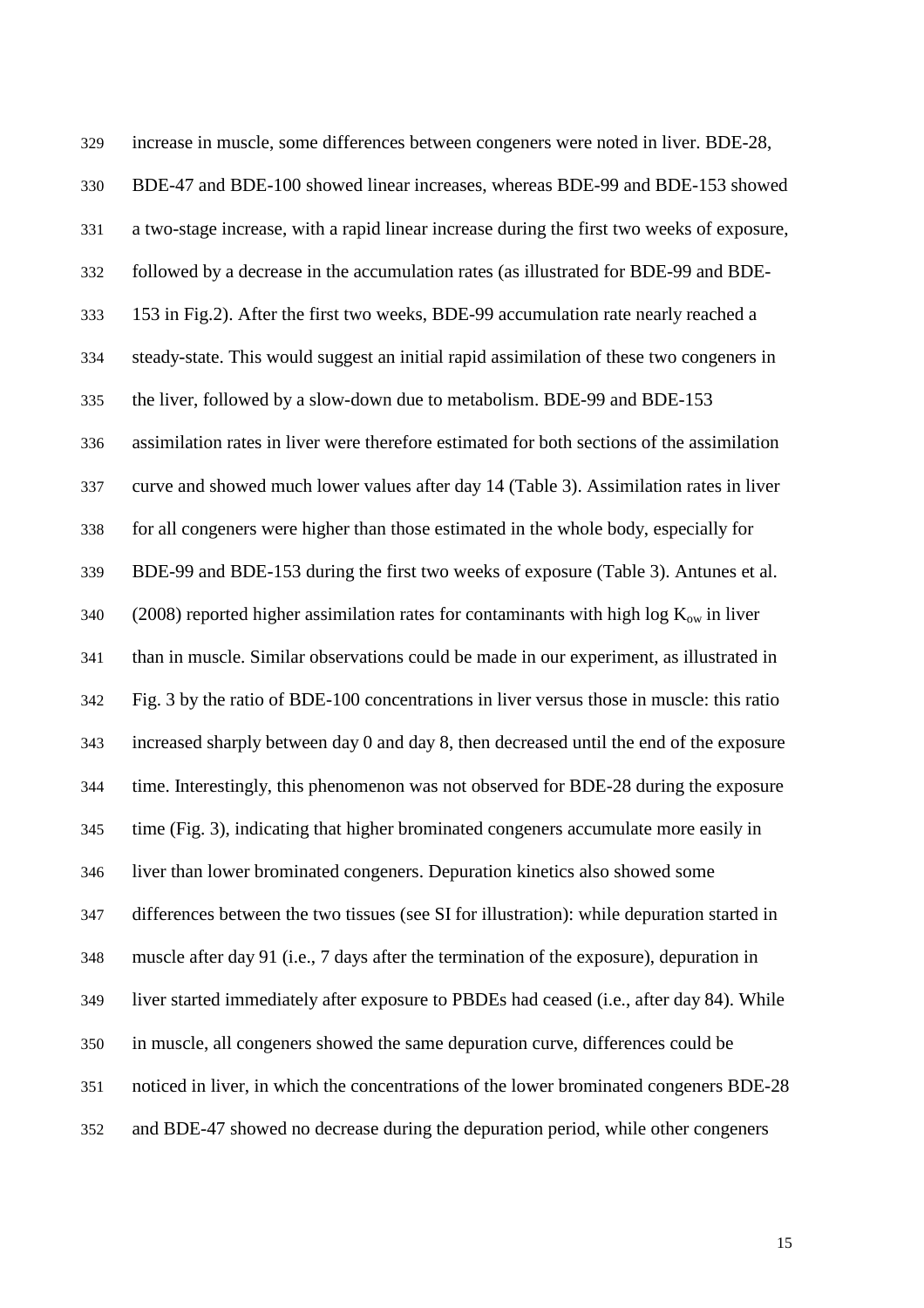increase in muscle, some differences between congeners were noted in liver. BDE-28, BDE-47 and BDE-100 showed linear increases, whereas BDE-99 and BDE-153 showed a two-stage increase, with a rapid linear increase during the first two weeks of exposure, followed by a decrease in the accumulation rates (as illustrated for BDE-99 and BDE-153 in Fig.2). After the first two weeks, BDE-99 accumulation rate nearly reached a steady-state. This would suggest an initial rapid assimilation of these two congeners in the liver, followed by a slow-down due to metabolism. BDE-99 and BDE-153 assimilation rates in liver were therefore estimated for both sections of the assimilation curve and showed much lower values after day 14 (Table 3). Assimilation rates in liver for all congeners were higher than those estimated in the whole body, especially for BDE-99 and BDE-153 during the first two weeks of exposure (Table 3). Antunes et al. (2008) reported higher assimilation rates for contaminants with high log $K_{ow}$ in liver than in muscle. Similar observations could be made in our experiment, as illustrated in Fig. 3 by the ratio of BDE-100 concentrations in liver versus those in muscle: this ratio increased sharply between day 0 and day 8, then decreased until the end of the exposure time. Interestingly, this phenomenon was not observed for BDE-28 during the exposure time (Fig. 3), indicating that higher brominated congeners accumulate more easily in liver than lower brominated congeners. Depuration kinetics also showed some differences between the two tissues (see SI for illustration): while depuration started in muscle after day 91 (i.e., 7 days after the termination of the exposure), depuration in liver started immediately after exposure to PBDEs had ceased (i.e., after day 84). While in muscle, all congeners showed the same depuration curve, differences could be noticed in liver, in which the concentrations of the lower brominated congeners BDE-28 and BDE-47 showed no decrease during the depuration period, while other congeners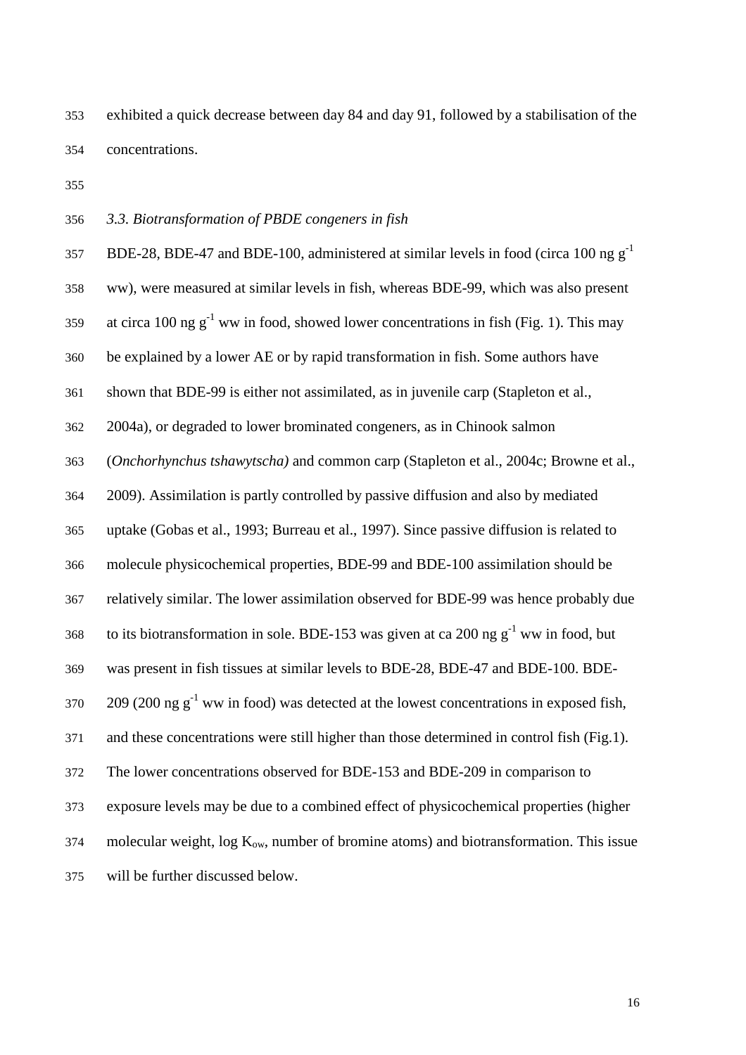exhibited a quick decrease between day 84 and day 91, followed by a stabilisation of the concentrations.

### *3.3. Biotransformation of PBDE congeners in fish*

BDE-28, BDE-47 and BDE-100, administered at similar levels in food (circa 100 ng $g^{-1}$ ww), were measured at similar levels in fish, whereas BDE-99, which was also present at circa 100 ng $g^{-1}$ ww in food, showed lower concentrations in fish (Fig. 1). This may be explained by a lower AE or by rapid transformation in fish. Some authors have shown that BDE-99 is either not assimilated, as in juvenile carp (Stapleton et al., 2004a), or degraded to lower brominated congeners, as in Chinook salmon (*Onchorhynchus tshawytscha)* and common carp (Stapleton et al., 2004c; Browne et al., 2009). Assimilation is partly controlled by passive diffusion and also by mediated uptake (Gobas et al., 1993; Burreau et al., 1997). Since passive diffusion is related to molecule physicochemical properties, BDE-99 and BDE-100 assimilation should be relatively similar. The lower assimilation observed for BDE-99 was hence probably due to its biotransformation in sole. BDE-153 was given at ca 200 ng $g^{-1}$ ww in food, but was present in fish tissues at similar levels to BDE-28, BDE-47 and BDE-100. BDE-209 (200 ng $g^{-1}$ ww in food) was detected at the lowest concentrations in exposed fish, and these concentrations were still higher than those determined in control fish (Fig.1). The lower concentrations observed for BDE-153 and BDE-209 in comparison to exposure levels may be due to a combined effect of physicochemical properties (higher molecular weight, log $K_{ow}$, number of bromine atoms) and biotransformation. This issue will be further discussed below.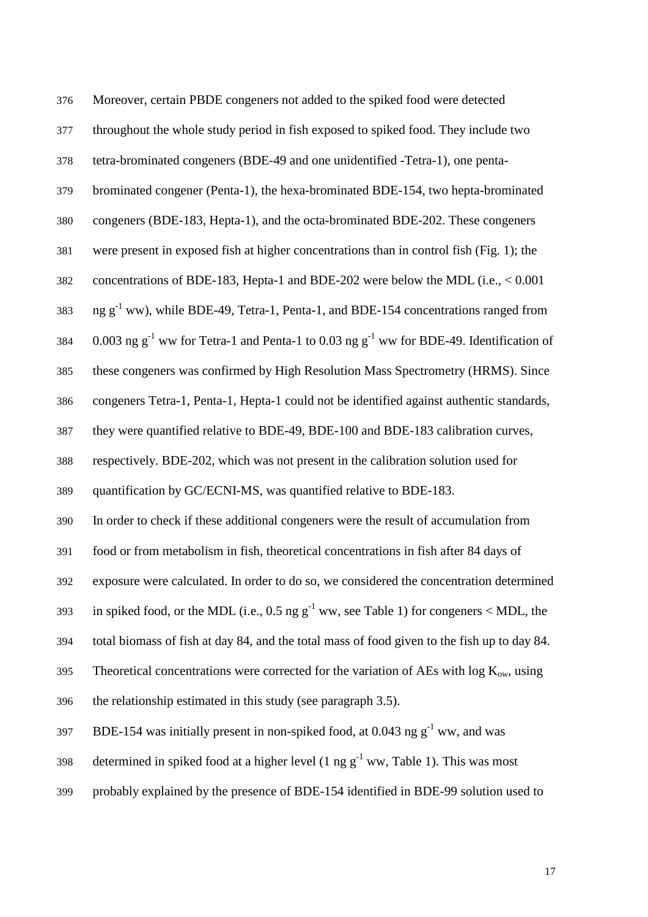Moreover, certain PBDE congeners not added to the spiked food were detected throughout the whole study period in fish exposed to spiked food. They include two tetra-brominated congeners (BDE-49 and one unidentified -Tetra-1), one penta-brominated congener (Penta-1), the hexa-brominated BDE-154, two hepta-brominated congeners (BDE-183, Hepta-1), and the octa-brominated BDE-202. These congeners were present in exposed fish at higher concentrations than in control fish (Fig. 1); the concentrations of BDE-183, Hepta-1 and BDE-202 were below the MDL (i.e., < 0.001 ng $g^{-1}$ ww), while BDE-49, Tetra-1, Penta-1, and BDE-154 concentrations ranged from 0.003 ng $g^{-1}$ ww for Tetra-1 and Penta-1 to 0.03 ng $g^{-1}$ ww for BDE-49. Identification of these congeners was confirmed by High Resolution Mass Spectrometry (HRMS). Since congeners Tetra-1, Penta-1, Hepta-1 could not be identified against authentic standards, they were quantified relative to BDE-49, BDE-100 and BDE-183 calibration curves, respectively. BDE-202, which was not present in the calibration solution used for quantification by GC/ECNI-MS, was quantified relative to BDE-183.

In order to check if these additional congeners were the result of accumulation from food or from metabolism in fish, theoretical concentrations in fish after 84 days of exposure were calculated. In order to do so, we considered the concentration determined in spiked food, or the MDL (i.e., 0.5 ng $g^{-1}$ ww, see Table 1) for congeners < MDL, the total biomass of fish at day 84, and the total mass of food given to the fish up to day 84. Theoretical concentrations were corrected for the variation of AEs with log $K_{ow}$, using the relationship estimated in this study (see paragraph 3.5).

BDE-154 was initially present in non-spiked food, at 0.043 ng $g^{-1}$ ww, and was determined in spiked food at a higher level (1 ng $g^{-1}$ ww, Table 1). This was most probably explained by the presence of BDE-154 identified in BDE-99 solution used to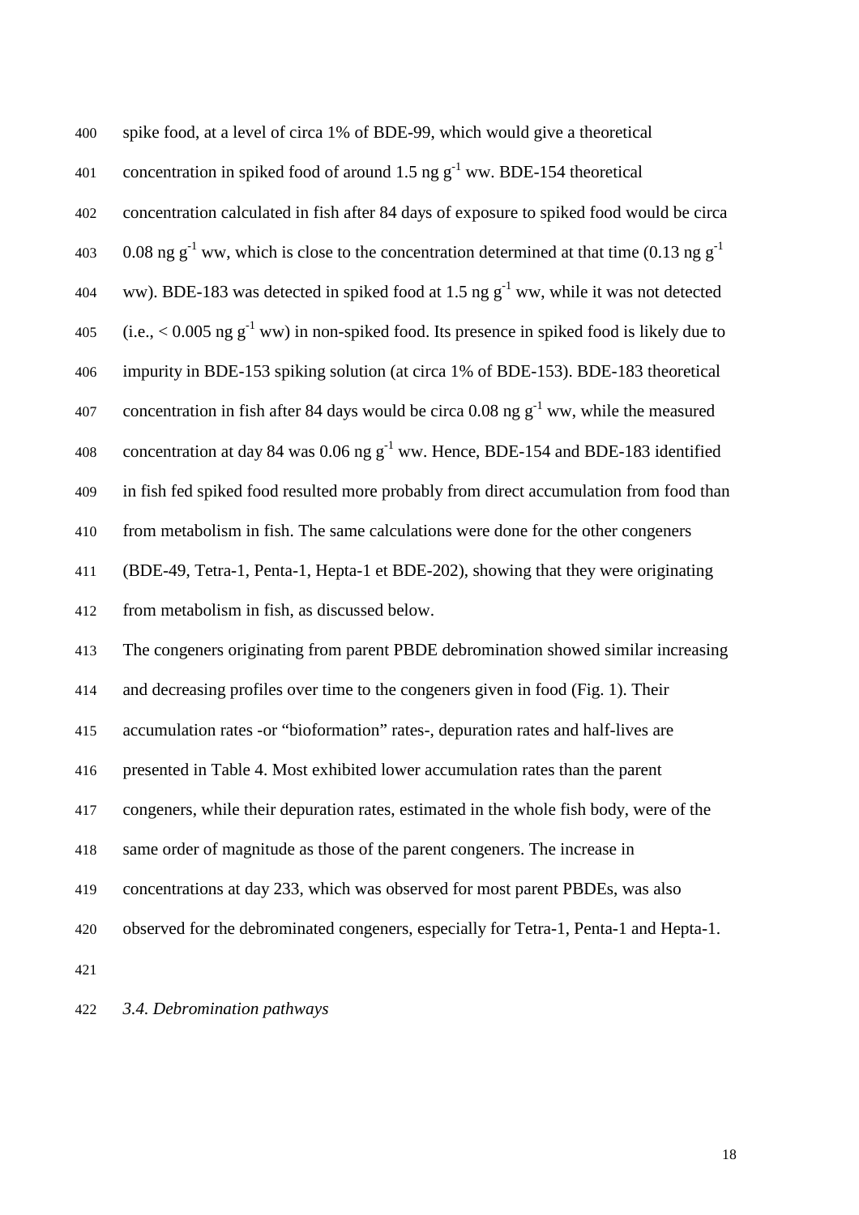spike food, at a level of circa 1% of BDE-99, which would give a theoretical concentration in spiked food of around 1.5 ng $g^{-1}$ ww. BDE-154 theoretical concentration calculated in fish after 84 days of exposure to spiked food would be circa 0.08 ng $g^{-1}$ ww, which is close to the concentration determined at that time (0.13 ng $g^{-1}$ ww). BDE-183 was detected in spiked food at 1.5 ng $g^{-1}$ ww, while it was not detected (i.e., < 0.005 ng $g^{-1}$ ww) in non-spiked food. Its presence in spiked food is likely due to impurity in BDE-153 spiking solution (at circa 1% of BDE-153). BDE-183 theoretical concentration in fish after 84 days would be circa 0.08 ng $g^{-1}$ ww, while the measured concentration at day 84 was 0.06 ng $g^{-1}$ ww. Hence, BDE-154 and BDE-183 identified in fish fed spiked food resulted more probably from direct accumulation from food than from metabolism in fish. The same calculations were done for the other congeners (BDE-49, Tetra-1, Penta-1, Hepta-1 et BDE-202), showing that they were originating from metabolism in fish, as discussed below.

The congeners originating from parent PBDE debromination showed similar increasing and decreasing profiles over time to the congeners given in food (Fig. 1). Their accumulation rates -or "bioformation" rates-, depuration rates and half-lives are presented in Table 4. Most exhibited lower accumulation rates than the parent congeners, while their depuration rates, estimated in the whole fish body, were of the same order of magnitude as those of the parent congeners. The increase in concentrations at day 233, which was observed for most parent PBDEs, was also observed for the debrominated congeners, especially for Tetra-1, Penta-1 and Hepta-1.

*3.4. Debromination pathways*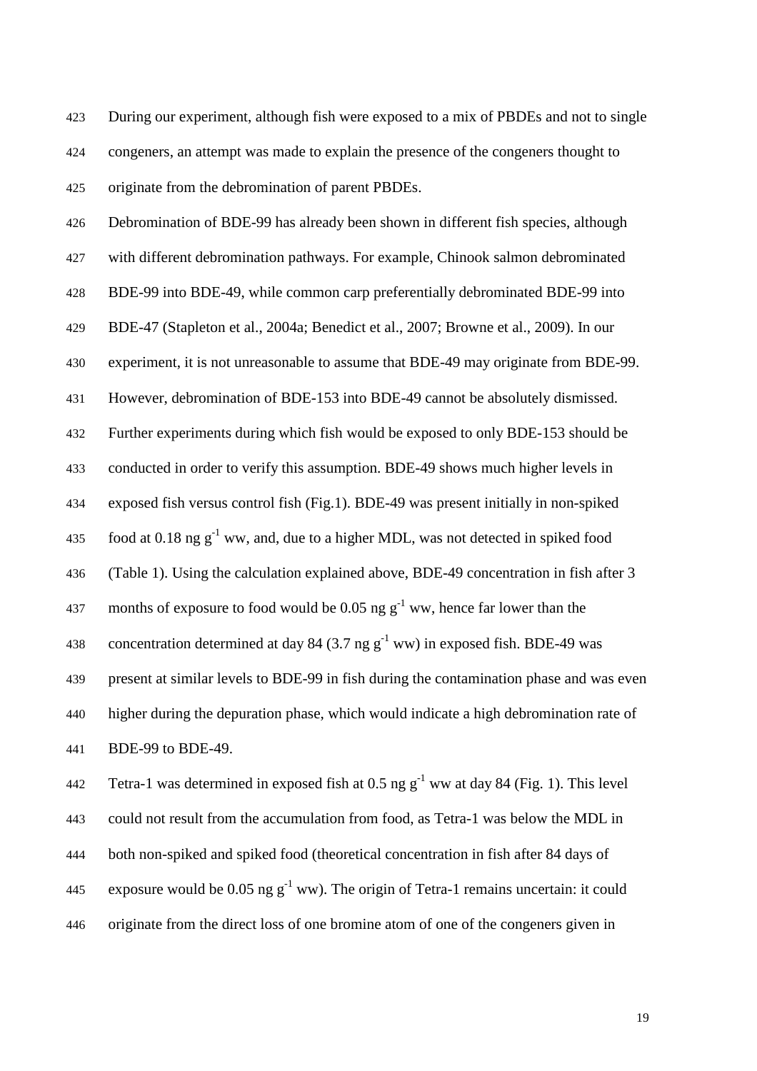During our experiment, although fish were exposed to a mix of PBDEs and not to single congeners, an attempt was made to explain the presence of the congeners thought to originate from the debromination of parent PBDEs.

Debromination of BDE-99 has already been shown in different fish species, although with different debromination pathways. For example, Chinook salmon debrominated BDE-99 into BDE-49, while common carp preferentially debrominated BDE-99 into BDE-47 (Stapleton et al., 2004a; Benedict et al., 2007; Browne et al., 2009). In our experiment, it is not unreasonable to assume that BDE-49 may originate from BDE-99. However, debromination of BDE-153 into BDE-49 cannot be absolutely dismissed. Further experiments during which fish would be exposed to only BDE-153 should be conducted in order to verify this assumption. BDE-49 shows much higher levels in exposed fish versus control fish (Fig.1). BDE-49 was present initially in non-spiked food at 0.18 ng $g^{-1}$ ww, and, due to a higher MDL, was not detected in spiked food (Table 1). Using the calculation explained above, BDE-49 concentration in fish after 3 months of exposure to food would be 0.05 ng $g^{-1}$ ww, hence far lower than the concentration determined at day 84 (3.7 ng $g^{-1}$ ww) in exposed fish. BDE-49 was present at similar levels to BDE-99 in fish during the contamination phase and was even higher during the depuration phase, which would indicate a high debromination rate of BDE-99 to BDE-49.

Tetra-1 was determined in exposed fish at 0.5 ng $g^{-1}$ ww at day 84 (Fig. 1). This level could not result from the accumulation from food, as Tetra-1 was below the MDL in both non-spiked and spiked food (theoretical concentration in fish after 84 days of exposure would be 0.05 ng $g^{-1}$ ww). The origin of Tetra-1 remains uncertain: it could originate from the direct loss of one bromine atom of one of the congeners given in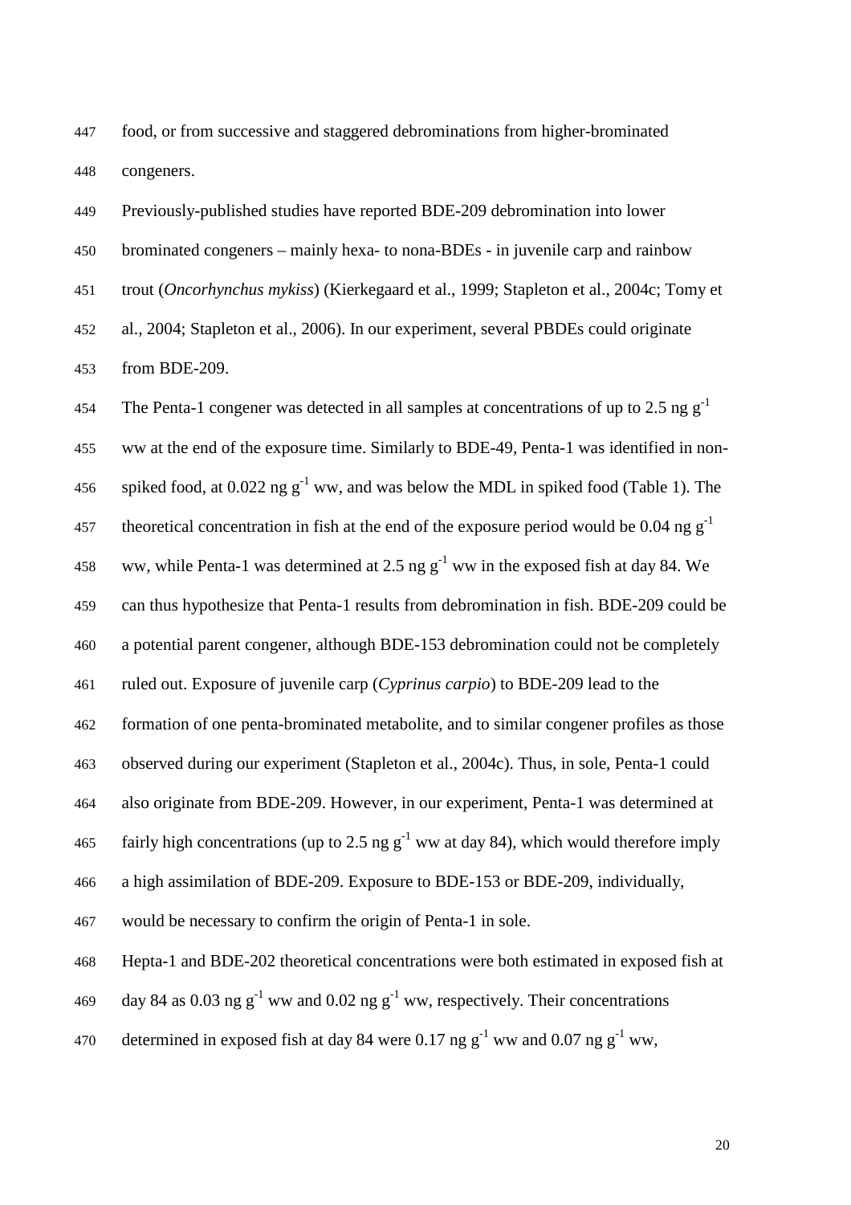food, or from successive and staggered debrominations from higher-brominated congeners.

Previously-published studies have reported BDE-209 debromination into lower brominated congeners – mainly hexa- to nona-BDEs - in juvenile carp and rainbow trout (*Oncorhynchus mykiss*) (Kierkegaard et al., 1999; Stapleton et al., 2004c; Tomy et al., 2004; Stapleton et al., 2006). In our experiment, several PBDEs could originate from BDE-209.

The Penta-1 congener was detected in all samples at concentrations of up to 2.5 ng $g^{-1}$ ww at the end of the exposure time. Similarly to BDE-49, Penta-1 was identified in non-spiked food, at 0.022 ng $g^{-1}$ ww, and was below the MDL in spiked food (Table 1). The theoretical concentration in fish at the end of the exposure period would be 0.04 ng $g^{-1}$ ww, while Penta-1 was determined at 2.5 ng $g^{-1}$ ww in the exposed fish at day 84. We can thus hypothesize that Penta-1 results from debromination in fish. BDE-209 could be a potential parent congener, although BDE-153 debromination could not be completely ruled out. Exposure of juvenile carp (*Cyprinus carpio*) to BDE-209 lead to the formation of one penta-brominated metabolite, and to similar congener profiles as those observed during our experiment (Stapleton et al., 2004c). Thus, in sole, Penta-1 could also originate from BDE-209. However, in our experiment, Penta-1 was determined at fairly high concentrations (up to 2.5 ng $g^{-1}$ ww at day 84), which would therefore imply a high assimilation of BDE-209. Exposure to BDE-153 or BDE-209, individually, would be necessary to confirm the origin of Penta-1 in sole.

Hepta-1 and BDE-202 theoretical concentrations were both estimated in exposed fish at day 84 as 0.03 ng $g^{-1}$ ww and 0.02 ng $g^{-1}$ ww, respectively. Their concentrations determined in exposed fish at day 84 were 0.17 ng $g^{-1}$ ww and 0.07 ng $g^{-1}$ ww,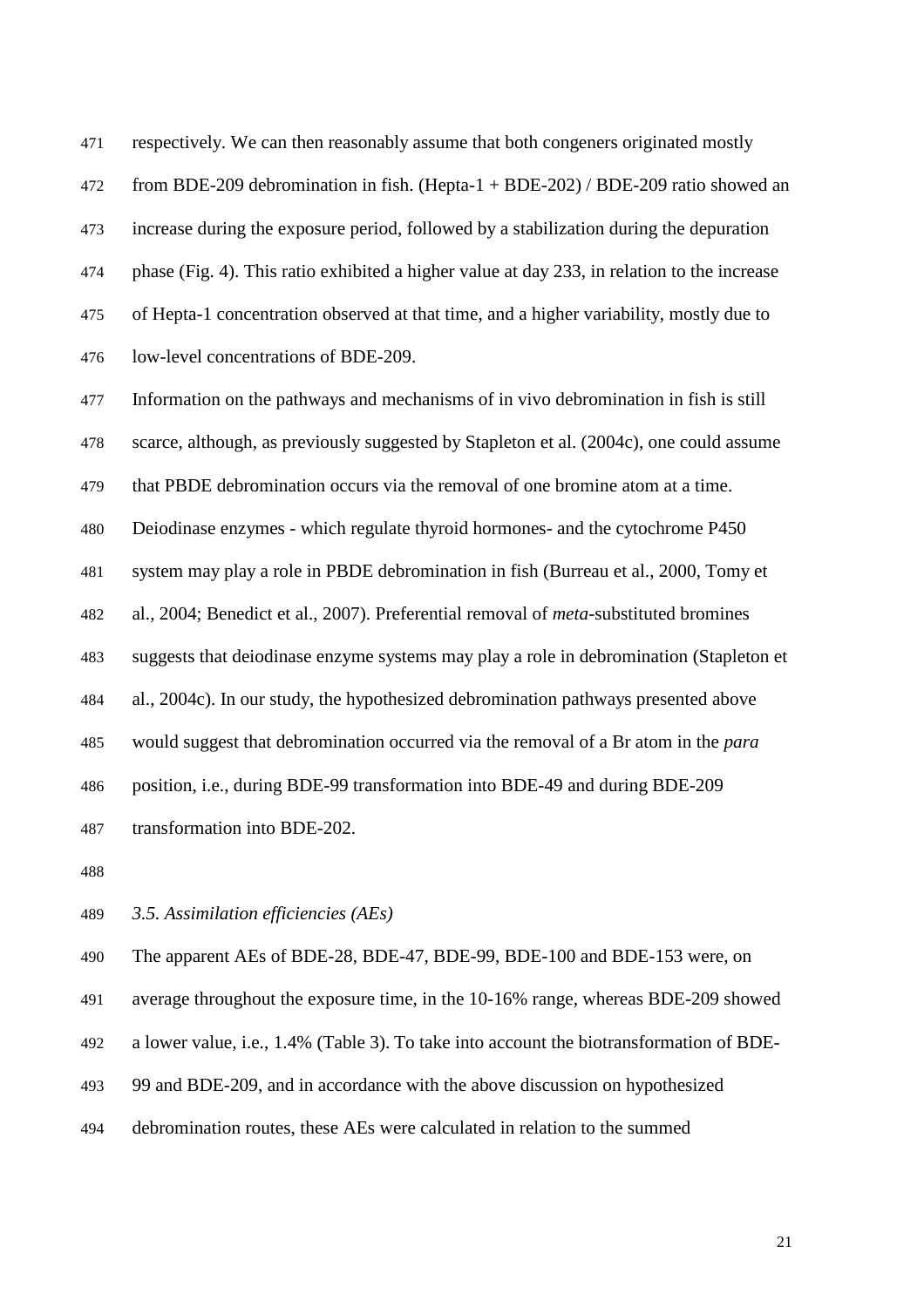respectively. We can then reasonably assume that both congeners originated mostly from BDE-209 debromination in fish. (Hepta-1 + BDE-202) / BDE-209 ratio showed an increase during the exposure period, followed by a stabilization during the depuration phase (Fig. 4). This ratio exhibited a higher value at day 233, in relation to the increase of Hepta-1 concentration observed at that time, and a higher variability, mostly due to low-level concentrations of BDE-209.

Information on the pathways and mechanisms of in vivo debromination in fish is still scarce, although, as previously suggested by Stapleton et al. (2004c), one could assume that PBDE debromination occurs via the removal of one bromine atom at a time. Deiodinase enzymes - which regulate thyroid hormones- and the cytochrome P450 system may play a role in PBDE debromination in fish (Burreau et al., 2000, Tomy et al., 2004; Benedict et al., 2007). Preferential removal of *meta*-substituted bromines suggests that deiodinase enzyme systems may play a role in debromination (Stapleton et al., 2004c). In our study, the hypothesized debromination pathways presented above would suggest that debromination occurred via the removal of a Br atom in the *para* position, i.e., during BDE-99 transformation into BDE-49 and during BDE-209 transformation into BDE-202.

### *3.5. Assimilation efficiencies (AEs)*

The apparent AEs of BDE-28, BDE-47, BDE-99, BDE-100 and BDE-153 were, on average throughout the exposure time, in the 10-16% range, whereas BDE-209 showed a lower value, i.e., 1.4% (Table 3). To take into account the biotransformation of BDE-99 and BDE-209, and in accordance with the above discussion on hypothesized debromination routes, these AEs were calculated in relation to the summed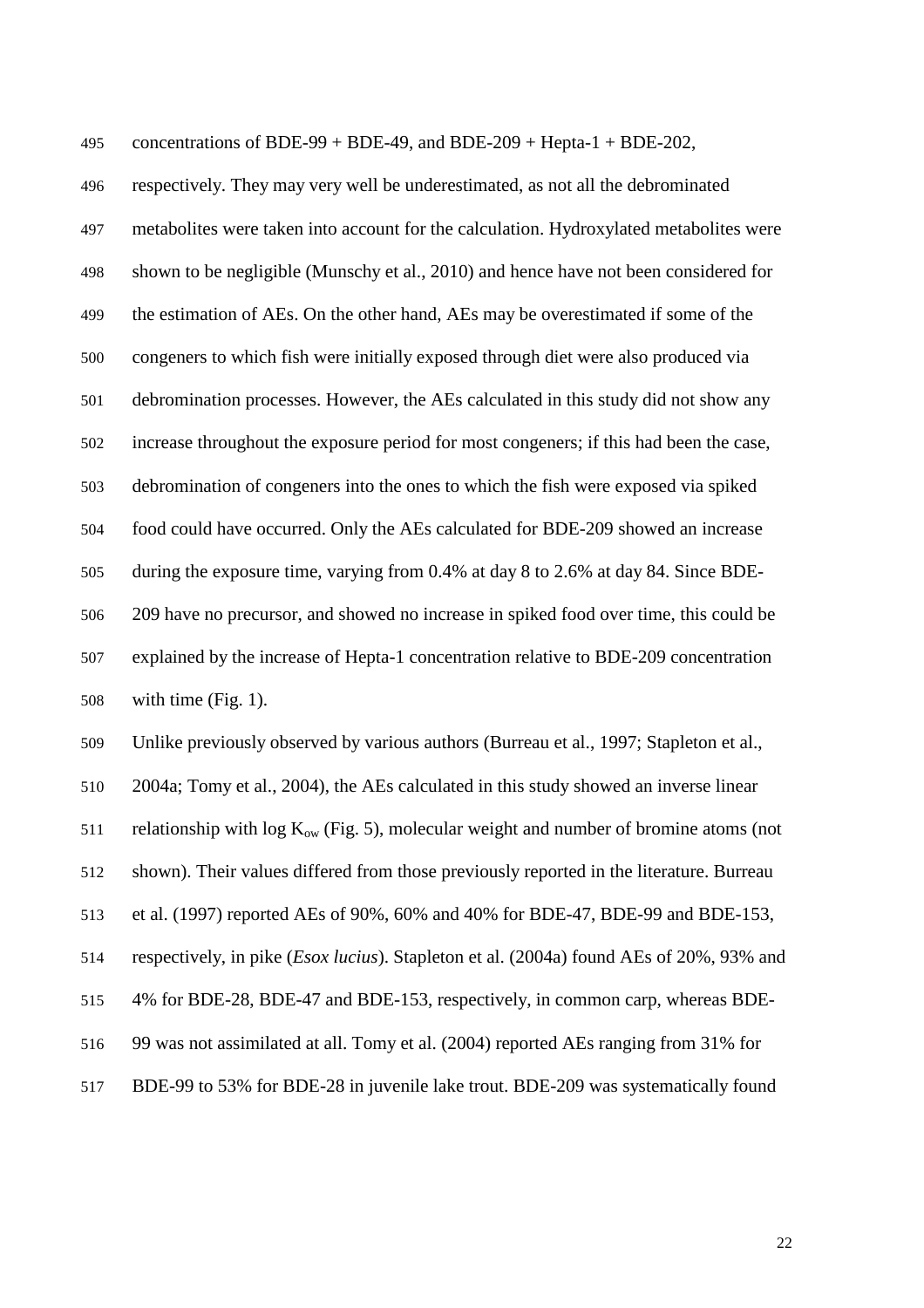concentrations of BDE-99 + BDE-49, and BDE-209 + Hepta-1 + BDE-202, respectively. They may very well be underestimated, as not all the debrominated metabolites were taken into account for the calculation. Hydroxylated metabolites were shown to be negligible (Munschy et al., 2010) and hence have not been considered for the estimation of AEs. On the other hand, AEs may be overestimated if some of the congeners to which fish were initially exposed through diet were also produced via debromination processes. However, the AEs calculated in this study did not show any increase throughout the exposure period for most congeners; if this had been the case, debromination of congeners into the ones to which the fish were exposed via spiked food could have occurred. Only the AEs calculated for BDE-209 showed an increase during the exposure time, varying from 0.4% at day 8 to 2.6% at day 84. Since BDE-209 have no precursor, and showed no increase in spiked food over time, this could be explained by the increase of Hepta-1 concentration relative to BDE-209 concentration with time (Fig. 1).

Unlike previously observed by various authors (Burreau et al., 1997; Stapleton et al., 2004a; Tomy et al., 2004), the AEs calculated in this study showed an inverse linear relationship with log $K_{ow}$ (Fig. 5), molecular weight and number of bromine atoms (not shown). Their values differed from those previously reported in the literature. Burreau et al. (1997) reported AEs of 90%, 60% and 40% for BDE-47, BDE-99 and BDE-153, respectively, in pike (*Esox lucius*). Stapleton et al. (2004a) found AEs of 20%, 93% and 4% for BDE-28, BDE-47 and BDE-153, respectively, in common carp, whereas BDE-99 was not assimilated at all. Tomy et al. (2004) reported AEs ranging from 31% for BDE-99 to 53% for BDE-28 in juvenile lake trout. BDE-209 was systematically found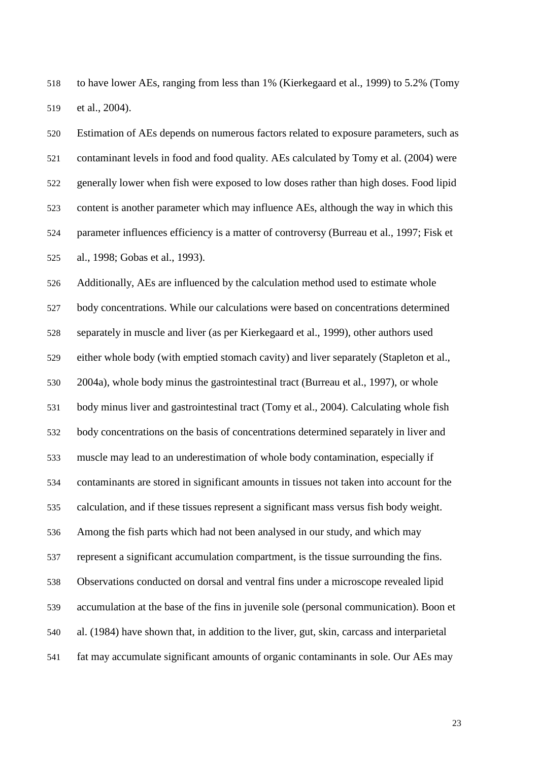to have lower AEs, ranging from less than 1% (Kierkegaard et al., 1999) to 5.2% (Tomy et al., 2004).

Estimation of AEs depends on numerous factors related to exposure parameters, such as contaminant levels in food and food quality. AEs calculated by Tomy et al. (2004) were generally lower when fish were exposed to low doses rather than high doses. Food lipid content is another parameter which may influence AEs, although the way in which this parameter influences efficiency is a matter of controversy (Burreau et al., 1997; Fisk et al., 1998; Gobas et al., 1993).

Additionally, AEs are influenced by the calculation method used to estimate whole body concentrations. While our calculations were based on concentrations determined separately in muscle and liver (as per Kierkegaard et al., 1999), other authors used either whole body (with emptied stomach cavity) and liver separately (Stapleton et al., 2004a), whole body minus the gastrointestinal tract (Burreau et al., 1997), or whole body minus liver and gastrointestinal tract (Tomy et al., 2004). Calculating whole fish body concentrations on the basis of concentrations determined separately in liver and muscle may lead to an underestimation of whole body contamination, especially if contaminants are stored in significant amounts in tissues not taken into account for the calculation, and if these tissues represent a significant mass versus fish body weight. Among the fish parts which had not been analysed in our study, and which may represent a significant accumulation compartment, is the tissue surrounding the fins. Observations conducted on dorsal and ventral fins under a microscope revealed lipid accumulation at the base of the fins in juvenile sole (personal communication). Boon et al. (1984) have shown that, in addition to the liver, gut, skin, carcass and interparietal fat may accumulate significant amounts of organic contaminants in sole. Our AEs may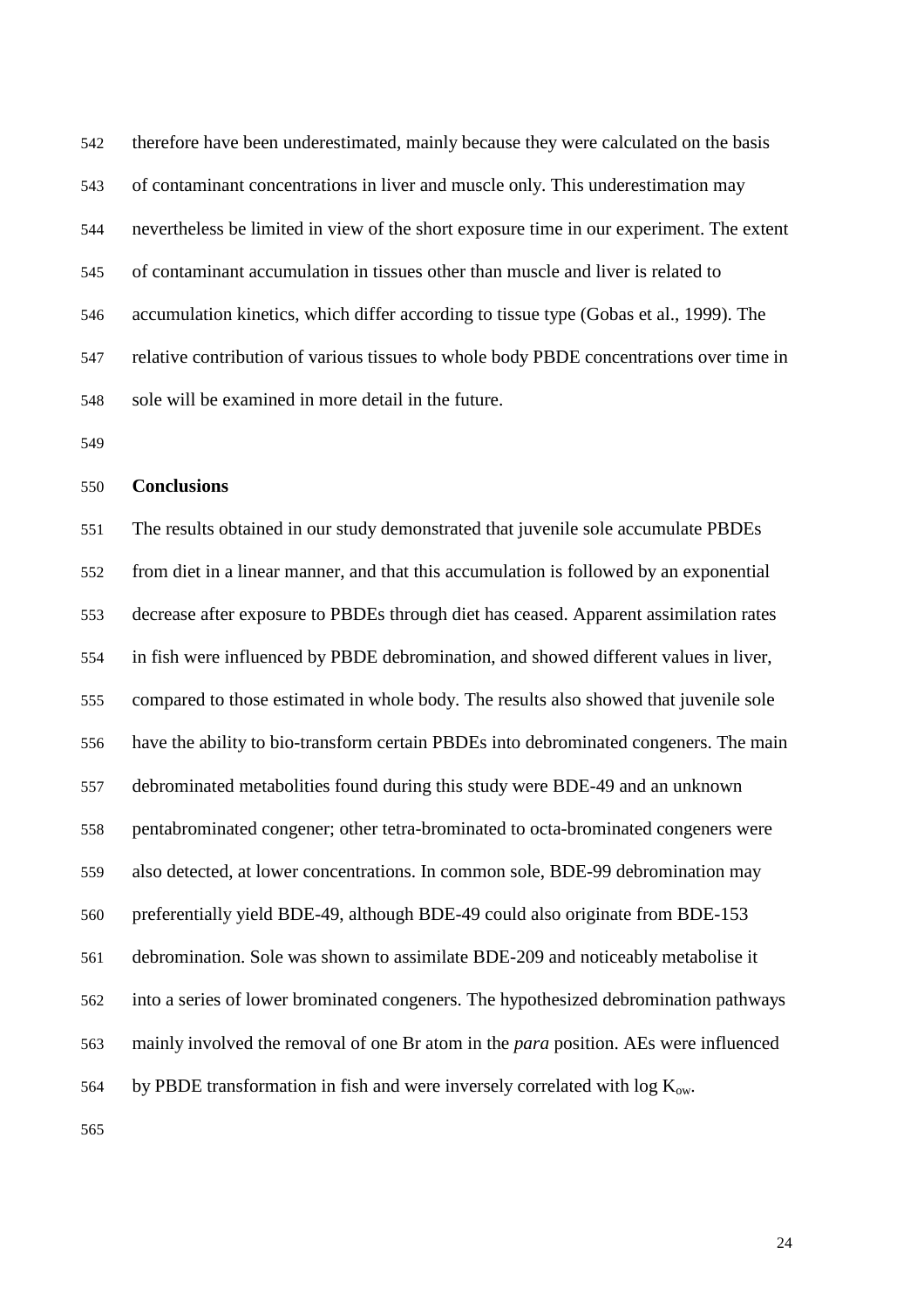therefore have been underestimated, mainly because they were calculated on the basis of contaminant concentrations in liver and muscle only. This underestimation may nevertheless be limited in view of the short exposure time in our experiment. The extent of contaminant accumulation in tissues other than muscle and liver is related to accumulation kinetics, which differ according to tissue type (Gobas et al., 1999). The relative contribution of various tissues to whole body PBDE concentrations over time in sole will be examined in more detail in the future.

## Conclusions

The results obtained in our study demonstrated that juvenile sole accumulate PBDEs from diet in a linear manner, and that this accumulation is followed by an exponential decrease after exposure to PBDEs through diet has ceased. Apparent assimilation rates in fish were influenced by PBDE debromination, and showed different values in liver, compared to those estimated in whole body. The results also showed that juvenile sole have the ability to bio-transform certain PBDEs into debrominated congeners. The main debrominated metabolities found during this study were BDE-49 and an unknown pentabrominated congener; other tetra-brominated to octa-brominated congeners were also detected, at lower concentrations. In common sole, BDE-99 debromination may preferentially yield BDE-49, although BDE-49 could also originate from BDE-153 debromination. Sole was shown to assimilate BDE-209 and noticeably metabolise it into a series of lower brominated congeners. The hypothesized debromination pathways mainly involved the removal of one Br atom in the *para* position. AEs were influenced by PBDE transformation in fish and were inversely correlated with log $K_{ow}$.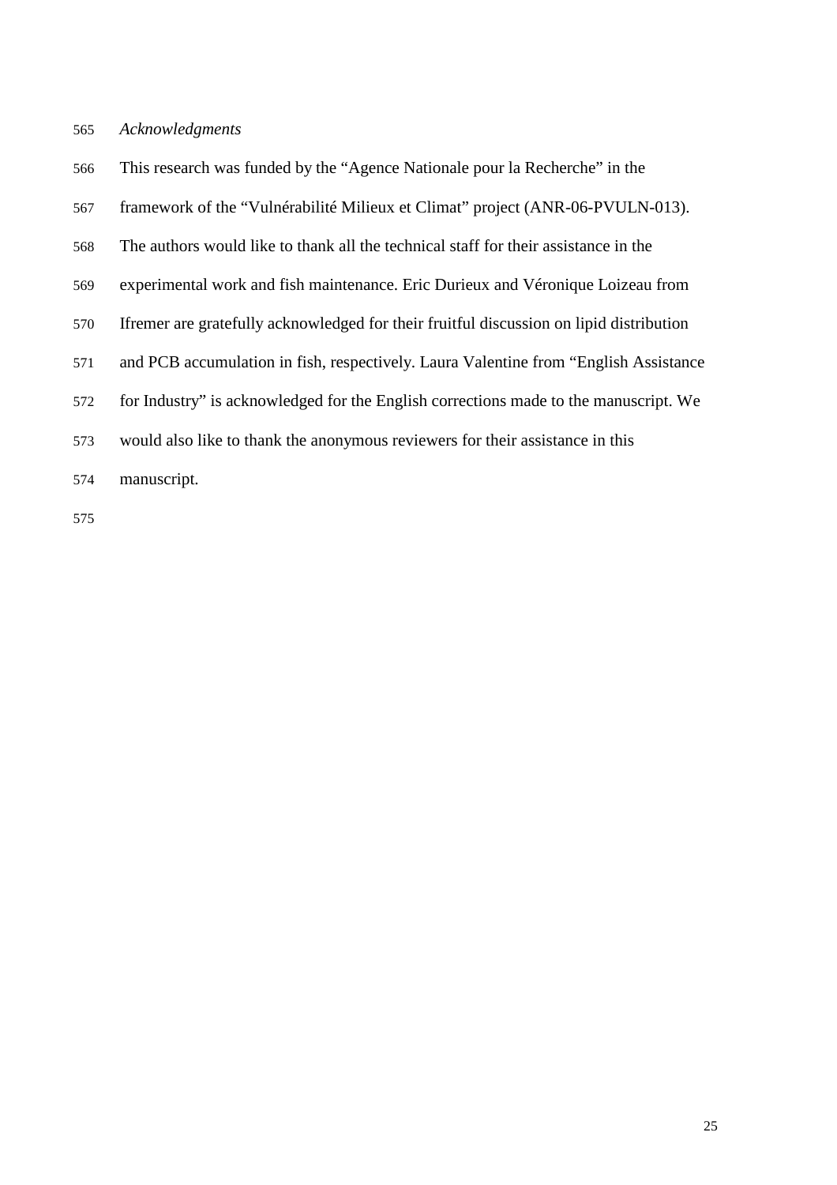*Acknowledgments*

This research was funded by the "Agence Nationale pour la Recherche" in the framework of the "Vulnérabilité Milieux et Climat" project (ANR-06-PVULN-013). The authors would like to thank all the technical staff for their assistance in the experimental work and fish maintenance. Eric Durieux and Véronique Loizeau from Ifremer are gratefully acknowledged for their fruitful discussion on lipid distribution and PCB accumulation in fish, respectively. Laura Valentine from "English Assistance for Industry" is acknowledged for the English corrections made to the manuscript. We would also like to thank the anonymous reviewers for their assistance in this manuscript.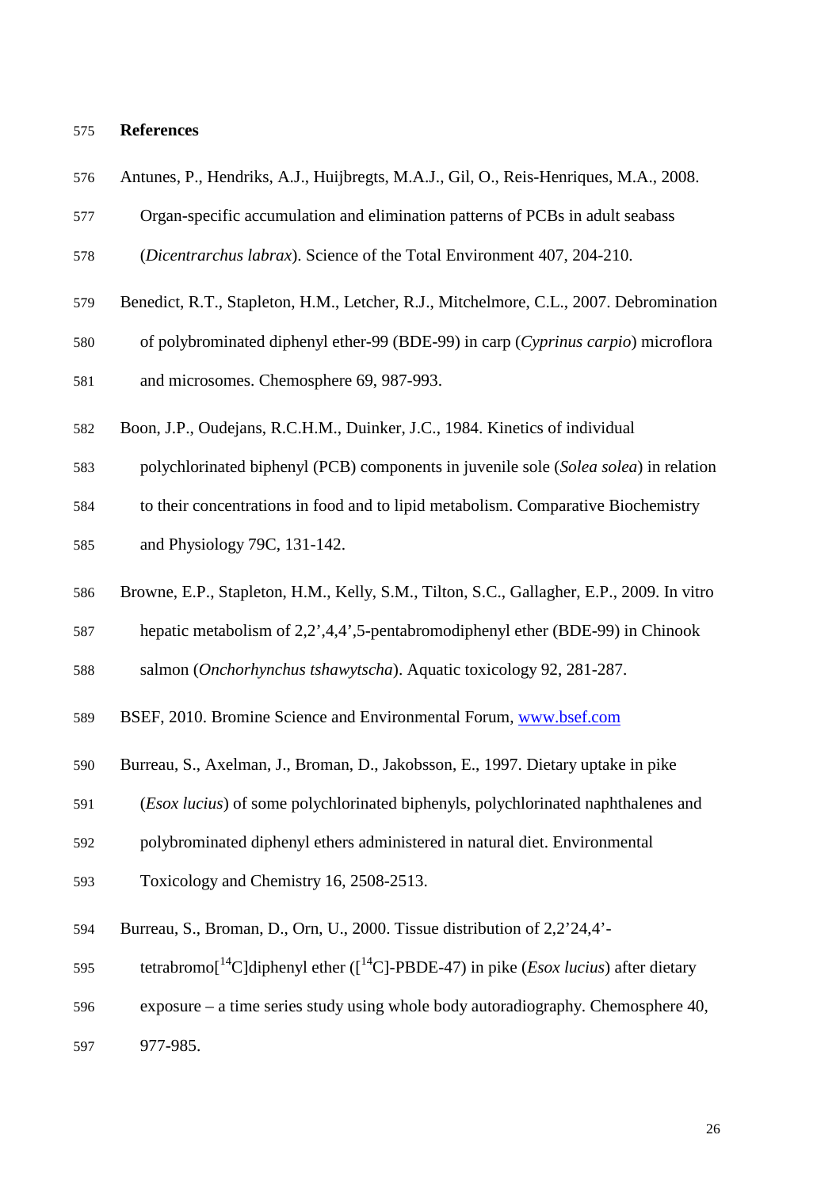## References

Antunes, P., Hendriks, A.J., Huijbregts, M.A.J., Gil, O., Reis-Henriques, M.A., 2008. Organ-specific accumulation and elimination patterns of PCBs in adult seabass (*Dicentrarchus labrax*). Science of the Total Environment 407, 204-210.

Benedict, R.T., Stapleton, H.M., Letcher, R.J., Mitchelmore, C.L., 2007. Debromination of polybrominated diphenyl ether-99 (BDE-99) in carp (*Cyprinus carpio*) microflora and microsomes. Chemosphere 69, 987-993.

Boon, J.P., Oudejans, R.C.H.M., Duinker, J.C., 1984. Kinetics of individual polychlorinated biphenyl (PCB) components in juvenile sole (*Solea solea*) in relation to their concentrations in food and to lipid metabolism. Comparative Biochemistry and Physiology 79C, 131-142.

Browne, E.P., Stapleton, H.M., Kelly, S.M., Tilton, S.C., Gallagher, E.P., 2009. In vitro hepatic metabolism of 2,2',4,4',5-pentabromodiphenyl ether (BDE-99) in Chinook salmon (*Onchorhynchus tshawytscha*). Aquatic toxicology 92, 281-287.

BSEF, 2010. Bromine Science and Environmental Forum, www.bsef.com

Burreau, S., Axelman, J., Broman, D., Jakobsson, E., 1997. Dietary uptake in pike (*Esox lucius*) of some polychlorinated biphenyls, polychlorinated naphthalenes and polybrominated diphenyl ethers administered in natural diet. Environmental Toxicology and Chemistry 16, 2508-2513.

Burreau, S., Broman, D., Orn, U., 2000. Tissue distribution of 2,2'24,4'-tetrabromo[$^{14}$C]diphenyl ether ([$^{14}$C]-PBDE-47) in pike (*Esox lucius*) after dietary exposure – a time series study using whole body autoradiography. Chemosphere 40, 977-985.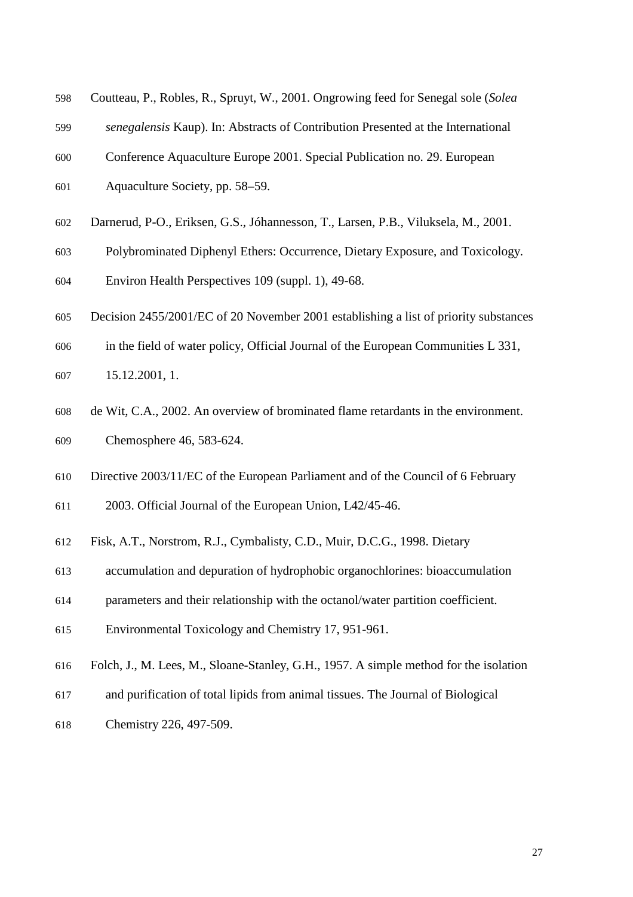Coutteau, P., Robles, R., Spruyt, W., 2001. Ongrowing feed for Senegal sole (*Solea senegalensis* Kaup). In: Abstracts of Contribution Presented at the International Conference Aquaculture Europe 2001. Special Publication no. 29. European Aquaculture Society, pp. 58–59.

Darnerud, P-O., Eriksen, G.S., Jóhannesson, T., Larsen, P.B., Viluksela, M., 2001. Polybrominated Diphenyl Ethers: Occurrence, Dietary Exposure, and Toxicology. Environ Health Perspectives 109 (suppl. 1), 49-68.

Decision 2455/2001/EC of 20 November 2001 establishing a list of priority substances in the field of water policy, Official Journal of the European Communities L 331, 15.12.2001, 1.

de Wit, C.A., 2002. An overview of brominated flame retardants in the environment. Chemosphere 46, 583-624.

Directive 2003/11/EC of the European Parliament and of the Council of 6 February 2003. Official Journal of the European Union, L42/45-46.

Fisk, A.T., Norstrom, R.J., Cymbalisty, C.D., Muir, D.C.G., 1998. Dietary accumulation and depuration of hydrophobic organochlorines: bioaccumulation parameters and their relationship with the octanol/water partition coefficient. Environmental Toxicology and Chemistry 17, 951-961.

Folch, J., M. Lees, M., Sloane-Stanley, G.H., 1957. A simple method for the isolation and purification of total lipids from animal tissues. The Journal of Biological Chemistry 226, 497-509.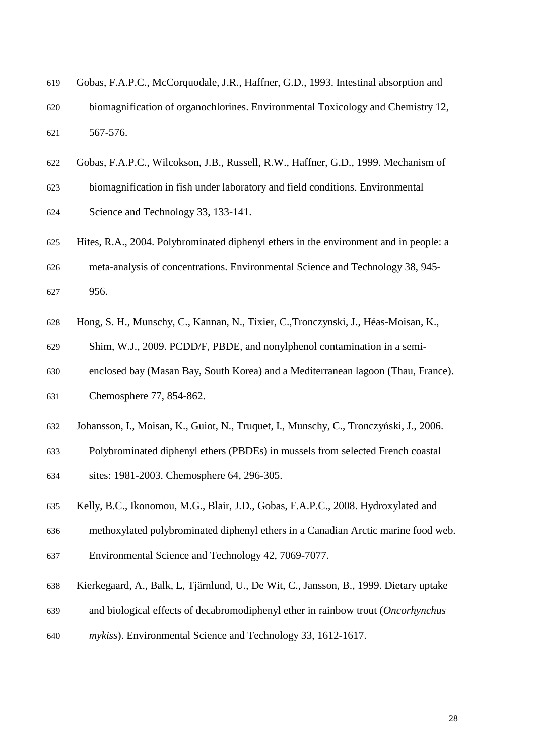Gobas, F.A.P.C., McCorquodale, J.R., Haffner, G.D., 1993. Intestinal absorption and biomagnification of organochlorines. Environmental Toxicology and Chemistry 12, 567-576.

Gobas, F.A.P.C., Wilcokson, J.B., Russell, R.W., Haffner, G.D., 1999. Mechanism of biomagnification in fish under laboratory and field conditions. Environmental Science and Technology 33, 133-141.

Hites, R.A., 2004. Polybrominated diphenyl ethers in the environment and in people: a meta-analysis of concentrations. Environmental Science and Technology 38, 945-956.

Hong, S. H., Munschy, C., Kannan, N., Tixier, C.,Tronczynski, J., Héas-Moisan, K., Shim, W.J., 2009. PCDD/F, PBDE, and nonylphenol contamination in a semi-enclosed bay (Masan Bay, South Korea) and a Mediterranean lagoon (Thau, France). Chemosphere 77, 854-862.

Johansson, I., Moisan, K., Guiot, N., Truquet, I., Munschy, C., Tronczyński, J., 2006. Polybrominated diphenyl ethers (PBDEs) in mussels from selected French coastal sites: 1981-2003. Chemosphere 64, 296-305.

Kelly, B.C., Ikonomou, M.G., Blair, J.D., Gobas, F.A.P.C., 2008. Hydroxylated and methoxylated polybrominated diphenyl ethers in a Canadian Arctic marine food web. Environmental Science and Technology 42, 7069-7077.

Kierkegaard, A., Balk, L, Tjärnlund, U., De Wit, C., Jansson, B., 1999. Dietary uptake and biological effects of decabromodiphenyl ether in rainbow trout (*Oncorhynchus mykiss*). Environmental Science and Technology 33, 1612-1617.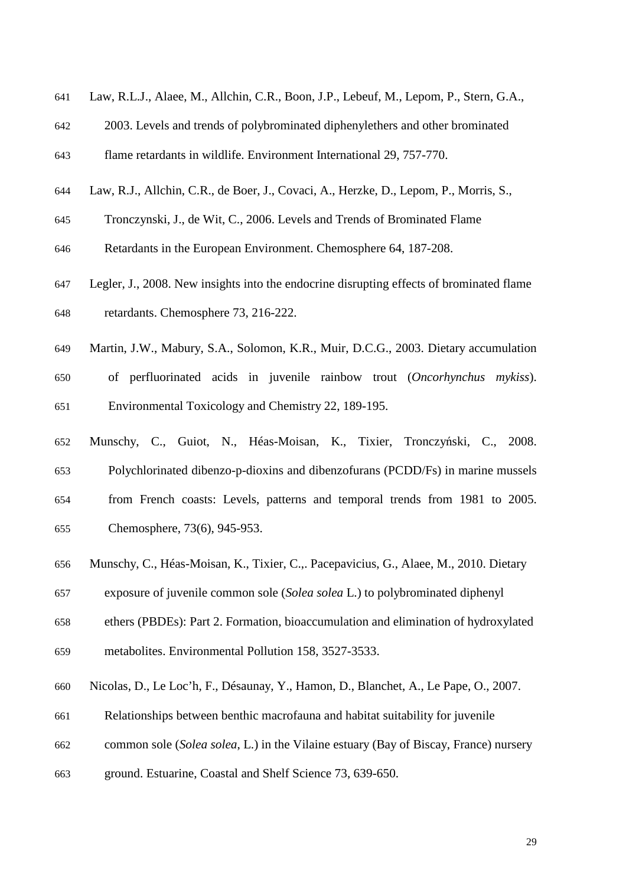Law, R.L.J., Alaee, M., Allchin, C.R., Boon, J.P., Lebeuf, M., Lepom, P., Stern, G.A., 2003. Levels and trends of polybrominated diphenylethers and other brominated flame retardants in wildlife. Environment International 29, 757-770.

Law, R.J., Allchin, C.R., de Boer, J., Covaci, A., Herzke, D., Lepom, P., Morris, S., Tronczynski, J., de Wit, C., 2006. Levels and Trends of Brominated Flame Retardants in the European Environment. Chemosphere 64, 187-208.

Legler, J., 2008. New insights into the endocrine disrupting effects of brominated flame retardants. Chemosphere 73, 216-222.

Martin, J.W., Mabury, S.A., Solomon, K.R., Muir, D.C.G., 2003. Dietary accumulation of perfluorinated acids in juvenile rainbow trout (*Oncorhynchus mykiss*). Environmental Toxicology and Chemistry 22, 189-195.

Munschy, C., Guiot, N., Héas-Moisan, K., Tixier, Tronczyński, C., 2008. Polychlorinated dibenzo-p-dioxins and dibenzofurans (PCDD/Fs) in marine mussels from French coasts: Levels, patterns and temporal trends from 1981 to 2005. Chemosphere, 73(6), 945-953.

Munschy, C., Héas-Moisan, K., Tixier, C.,. Pacepavicius, G., Alaee, M., 2010. Dietary exposure of juvenile common sole (*Solea solea* L.) to polybrominated diphenyl ethers (PBDEs): Part 2. Formation, bioaccumulation and elimination of hydroxylated metabolites. Environmental Pollution 158, 3527-3533.

Nicolas, D., Le Loc'h, F., Désaunay, Y., Hamon, D., Blanchet, A., Le Pape, O., 2007. Relationships between benthic macrofauna and habitat suitability for juvenile common sole (*Solea solea*, L.) in the Vilaine estuary (Bay of Biscay, France) nursery ground. Estuarine, Coastal and Shelf Science 73, 639-650.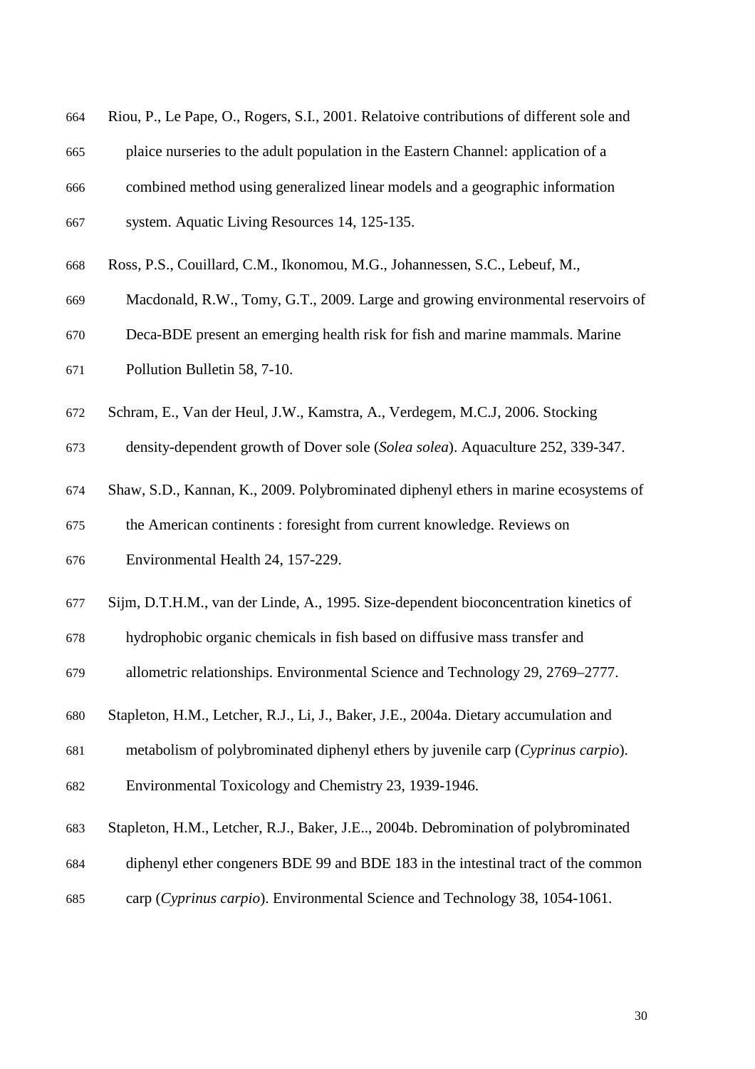Riou, P., Le Pape, O., Rogers, S.I., 2001. Relatoive contributions of different sole and plaice nurseries to the adult population in the Eastern Channel: application of a combined method using generalized linear models and a geographic information system. Aquatic Living Resources 14, 125-135.

Ross, P.S., Couillard, C.M., Ikonomou, M.G., Johannessen, S.C., Lebeuf, M., Macdonald, R.W., Tomy, G.T., 2009. Large and growing environmental reservoirs of Deca-BDE present an emerging health risk for fish and marine mammals. Marine Pollution Bulletin 58, 7-10.

Schram, E., Van der Heul, J.W., Kamstra, A., Verdegem, M.C.J, 2006. Stocking density-dependent growth of Dover sole (*Solea solea*). Aquaculture 252, 339-347.

Shaw, S.D., Kannan, K., 2009. Polybrominated diphenyl ethers in marine ecosystems of the American continents : foresight from current knowledge. Reviews on Environmental Health 24, 157-229.

Sijm, D.T.H.M., van der Linde, A., 1995. Size-dependent bioconcentration kinetics of hydrophobic organic chemicals in fish based on diffusive mass transfer and allometric relationships. Environmental Science and Technology 29, 2769–2777.

Stapleton, H.M., Letcher, R.J., Li, J., Baker, J.E., 2004a. Dietary accumulation and metabolism of polybrominated diphenyl ethers by juvenile carp (*Cyprinus carpio*). Environmental Toxicology and Chemistry 23, 1939-1946.

Stapleton, H.M., Letcher, R.J., Baker, J.E.., 2004b. Debromination of polybrominated diphenyl ether congeners BDE 99 and BDE 183 in the intestinal tract of the common carp (*Cyprinus carpio*). Environmental Science and Technology 38, 1054-1061.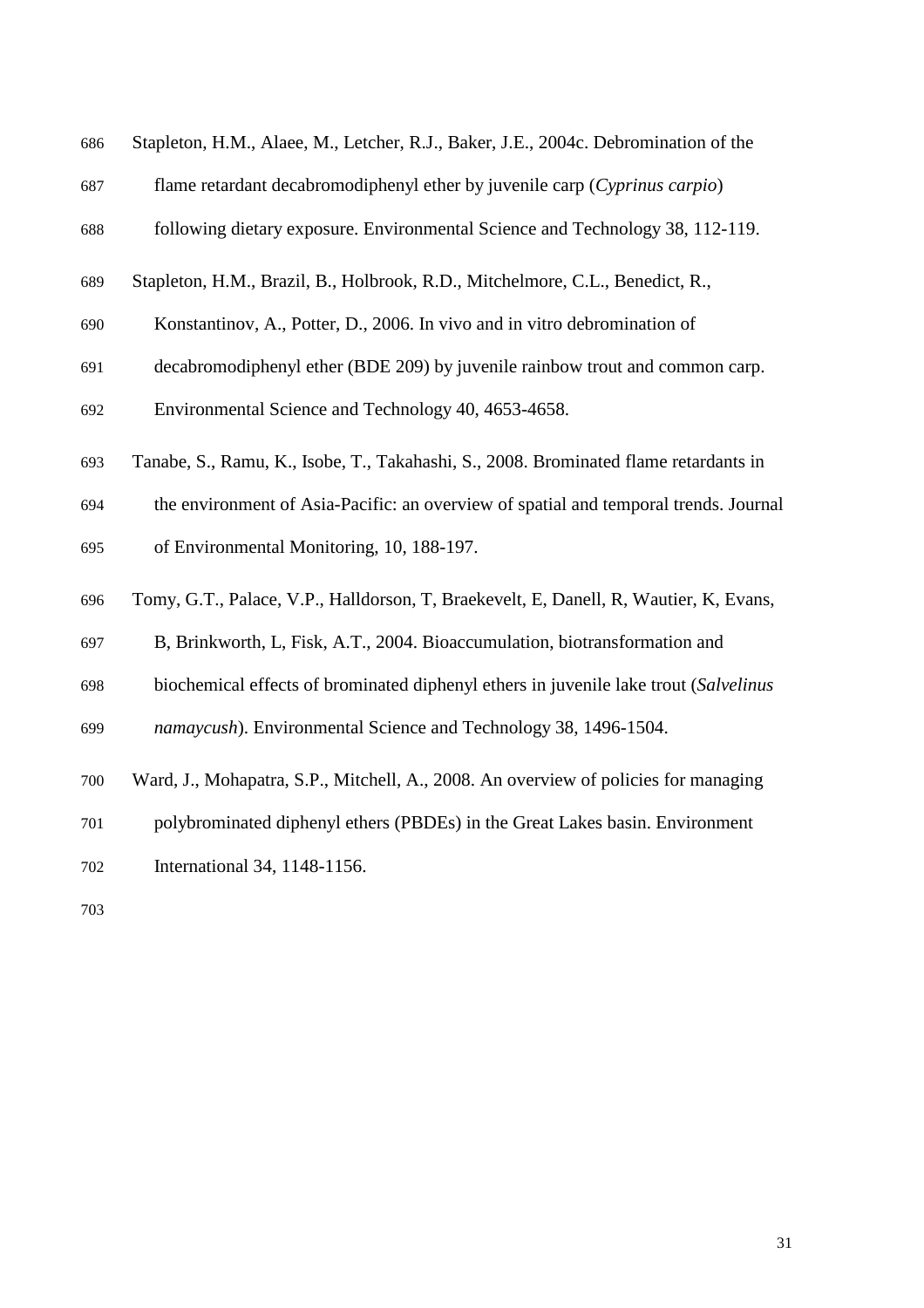Stapleton, H.M., Alaee, M., Letcher, R.J., Baker, J.E., 2004c. Debromination of the flame retardant decabromodiphenyl ether by juvenile carp (*Cyprinus carpio*) following dietary exposure. Environmental Science and Technology 38, 112-119.

Stapleton, H.M., Brazil, B., Holbrook, R.D., Mitchelmore, C.L., Benedict, R., Konstantinov, A., Potter, D., 2006. In vivo and in vitro debromination of decabromodiphenyl ether (BDE 209) by juvenile rainbow trout and common carp. Environmental Science and Technology 40, 4653-4658.

Tanabe, S., Ramu, K., Isobe, T., Takahashi, S., 2008. Brominated flame retardants in the environment of Asia-Pacific: an overview of spatial and temporal trends. Journal of Environmental Monitoring, 10, 188-197.

Tomy, G.T., Palace, V.P., Halldorson, T, Braekevelt, E, Danell, R, Wautier, K, Evans, B, Brinkworth, L, Fisk, A.T., 2004. Bioaccumulation, biotransformation and biochemical effects of brominated diphenyl ethers in juvenile lake trout (*Salvelinus namaycush*). Environmental Science and Technology 38, 1496-1504.

Ward, J., Mohapatra, S.P., Mitchell, A., 2008. An overview of policies for managing polybrominated diphenyl ethers (PBDEs) in the Great Lakes basin. Environment International 34, 1148-1156.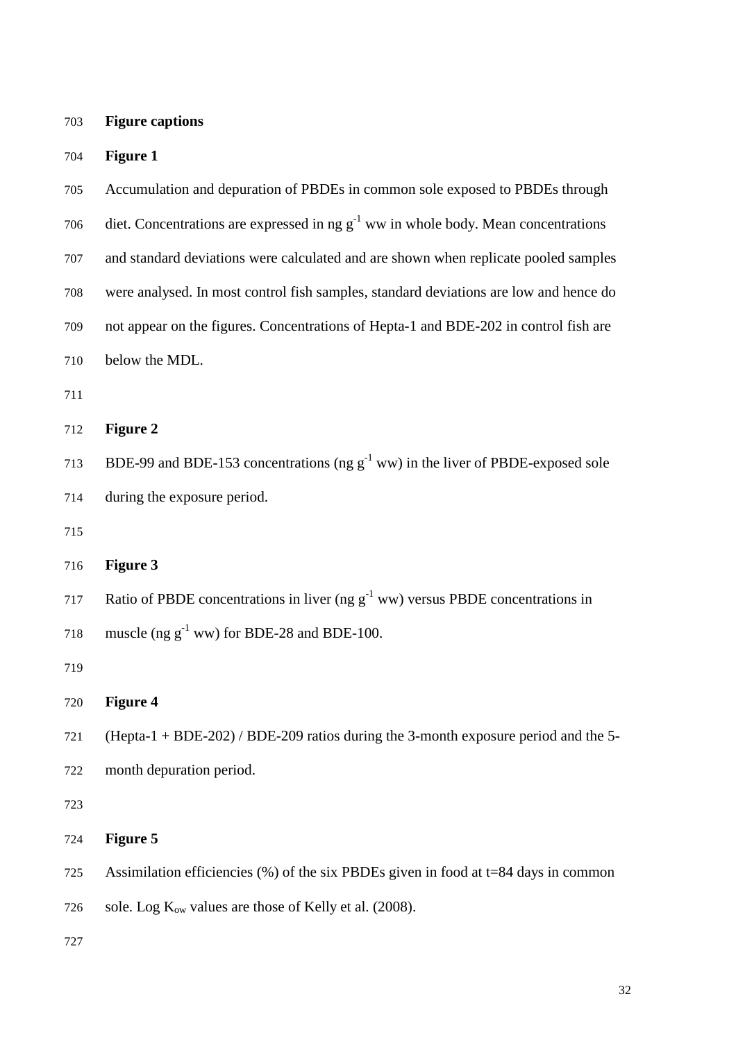## Figure captions

**Figure 1**

Accumulation and depuration of PBDEs in common sole exposed to PBDEs through diet. Concentrations are expressed in ng $g^{-1}$ ww in whole body. Mean concentrations and standard deviations were calculated and are shown when replicate pooled samples were analysed. In most control fish samples, standard deviations are low and hence do not appear on the figures. Concentrations of Hepta-1 and BDE-202 in control fish are below the MDL.

**Figure 2**

BDE-99 and BDE-153 concentrations (ng $g^{-1}$ ww) in the liver of PBDE-exposed sole during the exposure period.

**Figure 3**

Ratio of PBDE concentrations in liver (ng $g^{-1}$ ww) versus PBDE concentrations in muscle (ng $g^{-1}$ ww) for BDE-28 and BDE-100.

**Figure 4**

(Hepta-1 + BDE-202) / BDE-209 ratios during the 3-month exposure period and the 5-month depuration period.

**Figure 5**

Assimilation efficiencies (%) of the six PBDEs given in food at t=84 days in common sole. Log $K_{ow}$ values are those of Kelly et al. (2008).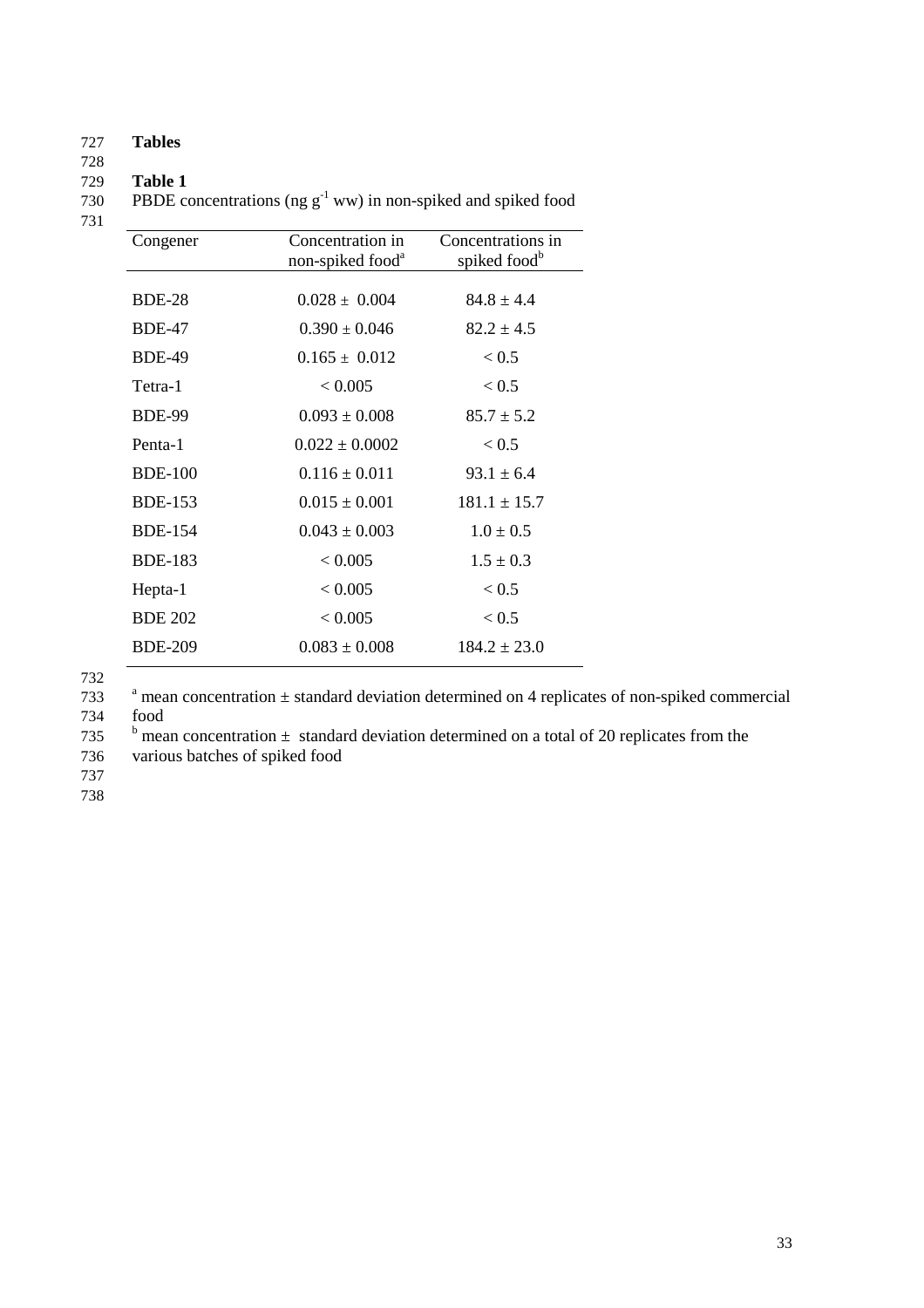# Tables

## Table 1

PBDE concentrations (ng $g^{-1}$ ww) in non-spiked and spiked food

| Congener | Concentration in non-spiked food[a] | Concentrations in spiked food[b] |
|---|---|---|
| BDE-28 | $0.028 \pm 0.004$ | $84.8 \pm 4.4$ |
| BDE-47 | $0.390 \pm 0.046$ | $82.2 \pm 4.5$ |
| BDE-49 | $0.165 \pm 0.012$ | $< 0.5$ |
| Tetra-1 | $< 0.005$ | $< 0.5$ |
| BDE-99 | $0.093 \pm 0.008$ | $85.7 \pm 5.2$ |
| Penta-1 | $0.022 \pm 0.0002$ | $< 0.5$ |
| BDE-100 | $0.116 \pm 0.011$ | $93.1 \pm 6.4$ |
| BDE-153 | $0.015 \pm 0.001$ | $181.1 \pm 15.7$ |
| BDE-154 | $0.043 \pm 0.003$ | $1.0 \pm 0.5$ |
| BDE-183 | $< 0.005$ | $1.5 \pm 0.3$ |
| Hepta-1 | $< 0.005$ | $< 0.5$ |
| BDE 202 | $< 0.005$ | $< 0.5$ |
| BDE-209 | $0.083 \pm 0.008$ | $184.2 \pm 23.0$ |

[a] mean concentration ± standard deviation determined on 4 replicates of non-spiked commercial food

[b] mean concentration ± standard deviation determined on a total of 20 replicates from the various batches of spiked food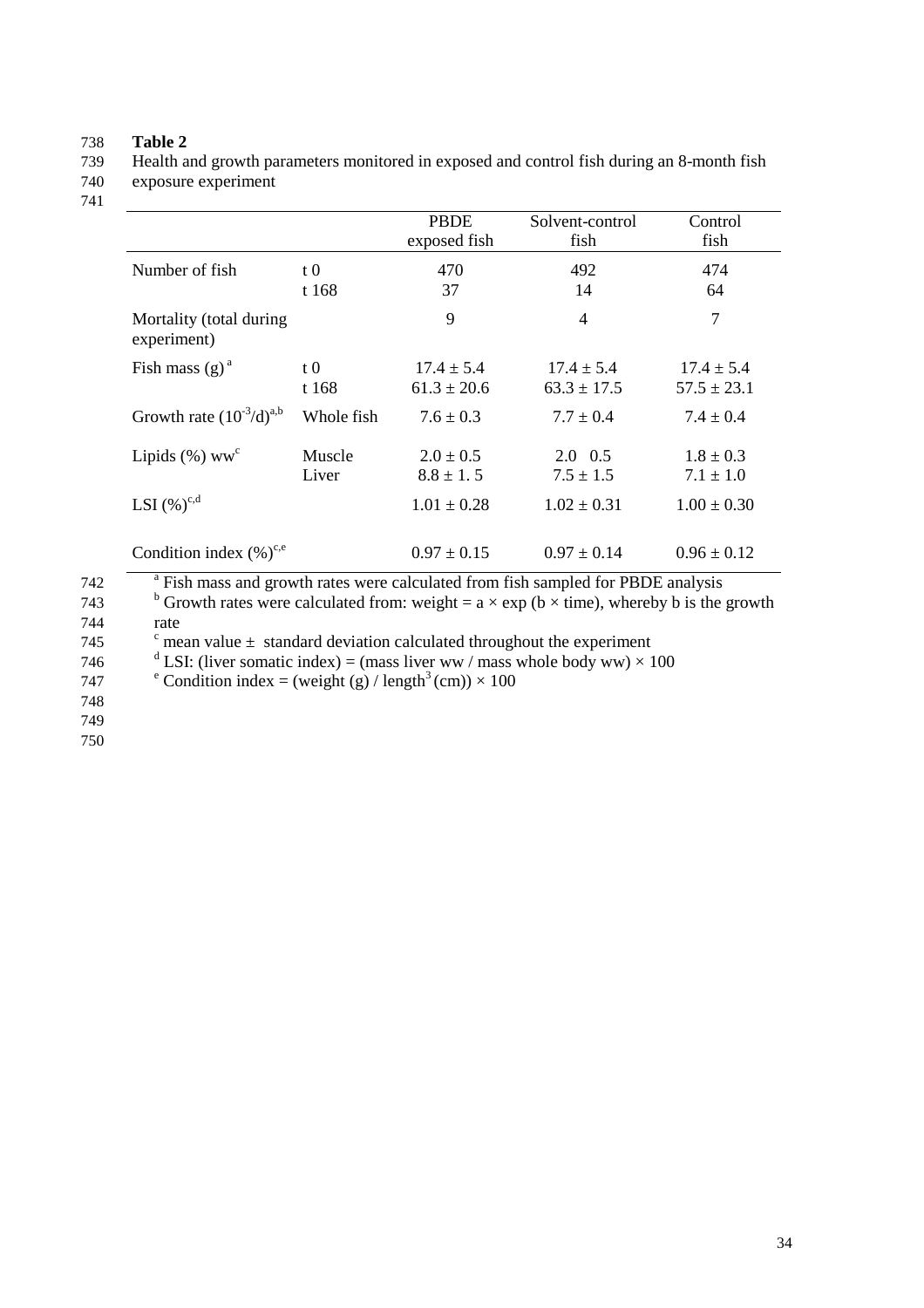**Table 2**

Health and growth parameters monitored in exposed and control fish during an 8-month fish exposure experiment

| | | PBDE exposed fish | Solvent-control fish | Control fish |
|---|---|---|---|---|
| Number of fish | t 0 | 470 | 492 | 474 |
| | t 168 | 37 | 14 | 64 |
| Mortality (total during experiment) | | 9 | 4 | 7 |
| Fish mass (g) [a] | t 0 | 17.4 ± 5.4 | 17.4 ± 5.4 | 17.4 ± 5.4 |
| | t 168 | 61.3 ± 20.6 | 63.3 ± 17.5 | 57.5 ± 23.1 |
| Growth rate ($10^{-3}$/d)[a,b] | Whole fish | 7.6 ± 0.3 | 7.7 ± 0.4 | 7.4 ± 0.4 |
| Lipids (%) ww[c] | Muscle | 2.0 ± 0.5 | 2.0   0.5 | 1.8 ± 0.3 |
| | Liver | 8.8 ± 1. 5 | 7.5 ± 1.5 | 7.1 ± 1.0 |
| LSI (%)[c,d] | | 1.01 ± 0.28 | 1.02 ± 0.31 | 1.00 ± 0.30 |
| Condition index (%)[c,e] | | 0.97 ± 0.15 | 0.97 ± 0.14 | 0.96 ± 0.12 |

[a] Fish mass and growth rates were calculated from fish sampled for PBDE analysis

[b] Growth rates were calculated from: weight = a × exp (b × time), whereby b is the growth rate

[c] mean value ± standard deviation calculated throughout the experiment

[d] LSI: (liver somatic index) = (mass liver ww / mass whole body ww) × 100

[e] Condition index = (weight (g) / length$^3$ (cm)) × 100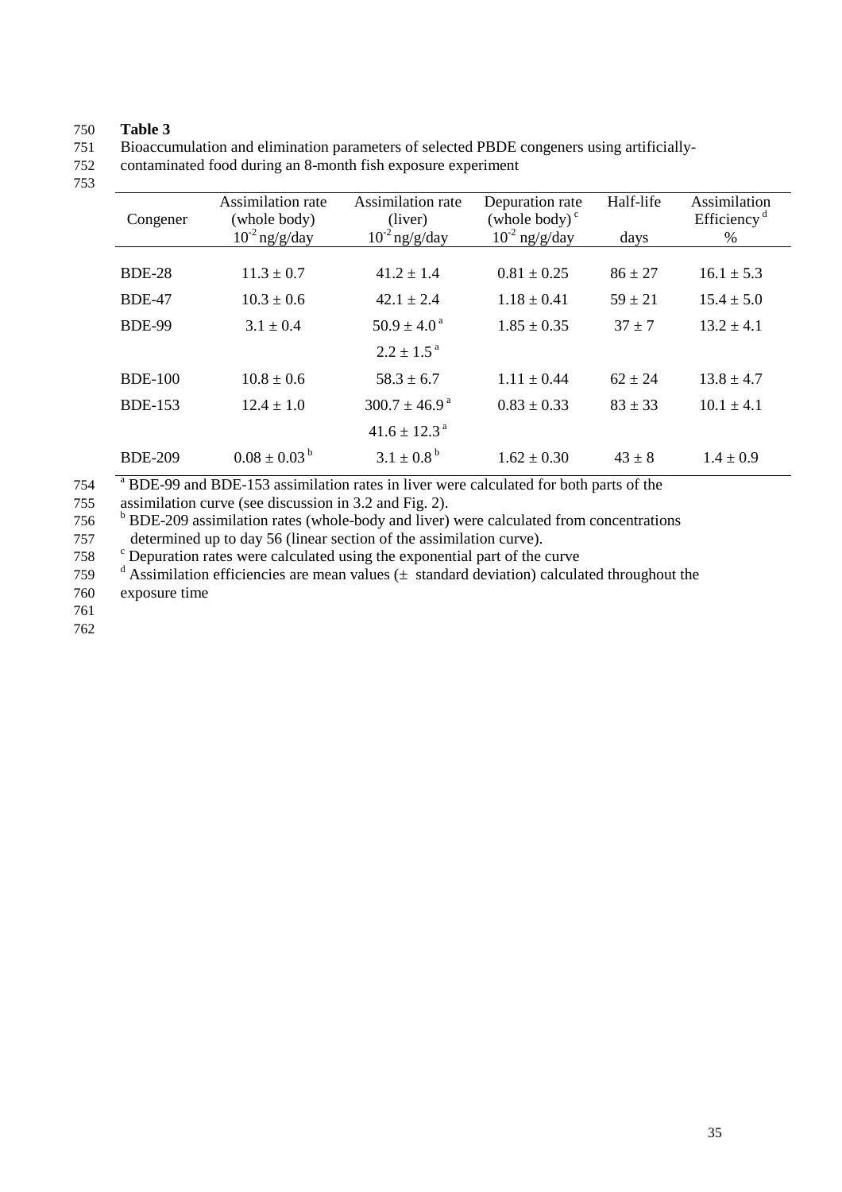**Table 3**

Bioaccumulation and elimination parameters of selected PBDE congeners using artificially-contaminated food during an 8-month fish exposure experiment

| Congener | Assimilation rate (whole body) $10^{-2}$ ng/g/day | Assimilation rate (liver) $10^{-2}$ ng/g/day | Depuration rate (whole body) [c] $10^{-2}$ ng/g/day | Half-life days | Assimilation Efficiency [d] % |
|---|---|---|---|---|---|
| BDE-28 | 11.3 ± 0.7 | 41.2 ± 1.4 | 0.81 ± 0.25 | 86 ± 27 | 16.1 ± 5.3 |
| BDE-47 | 10.3 ± 0.6 | 42.1 ± 2.4 | 1.18 ± 0.41 | 59 ± 21 | 15.4 ± 5.0 |
| BDE-99 | 3.1 ± 0.4 | 50.9 ± 4.0 [a] | 1.85 ± 0.35 | 37 ± 7 | 13.2 ± 4.1 |
| | | 2.2 ± 1.5 [a] | | | |
| BDE-100 | 10.8 ± 0.6 | 58.3 ± 6.7 | 1.11 ± 0.44 | 62 ± 24 | 13.8 ± 4.7 |
| BDE-153 | 12.4 ± 1.0 | 300.7 ± 46.9 [a] | 0.83 ± 0.33 | 83 ± 33 | 10.1 ± 4.1 |
| | | 41.6 ± 12.3 [a] | | | |
| BDE-209 | 0.08 ± 0.03 [b] | 3.1 ± 0.8 [b] | 1.62 ± 0.30 | 43 ± 8 | 1.4 ± 0.9 |

[a] BDE-99 and BDE-153 assimilation rates in liver were calculated for both parts of the assimilation curve (see discussion in 3.2 and Fig. 2).

[b] BDE-209 assimilation rates (whole-body and liver) were calculated from concentrations determined up to day 56 (linear section of the assimilation curve).

[c] Depuration rates were calculated using the exponential part of the curve

[d] Assimilation efficiencies are mean values (± standard deviation) calculated throughout the exposure time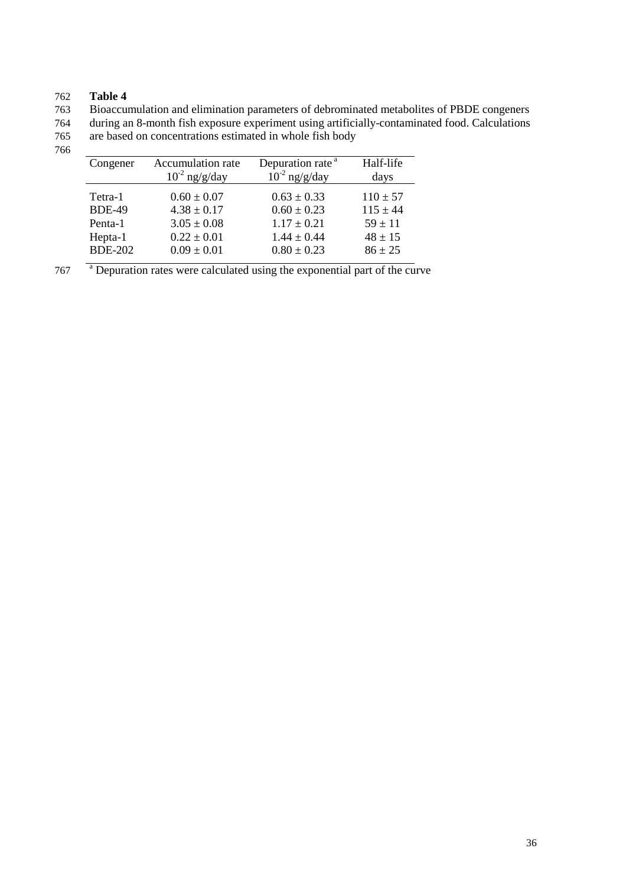**Table 4**

Bioaccumulation and elimination parameters of debrominated metabolites of PBDE congeners during an 8-month fish exposure experiment using artificially-contaminated food. Calculations are based on concentrations estimated in whole fish body

| Congener | Accumulation rate $10^{-2}$ ng/g/day | Depuration rate [a] $10^{-2}$ ng/g/day | Half-life days |
|---|---|---|---|
| Tetra-1 | $0.60 \pm 0.07$ | $0.63 \pm 0.33$ | $110 \pm 57$ |
| BDE-49 | $4.38 \pm 0.17$ | $0.60 \pm 0.23$ | $115 \pm 44$ |
| Penta-1 | $3.05 \pm 0.08$ | $1.17 \pm 0.21$ | $59 \pm 11$ |
| Hepta-1 | $0.22 \pm 0.01$ | $1.44 \pm 0.44$ | $48 \pm 15$ |
| BDE-202 | $0.09 \pm 0.01$ | $0.80 \pm 0.23$ | $86 \pm 25$ |

[a] Depuration rates were calculated using the exponential part of the curve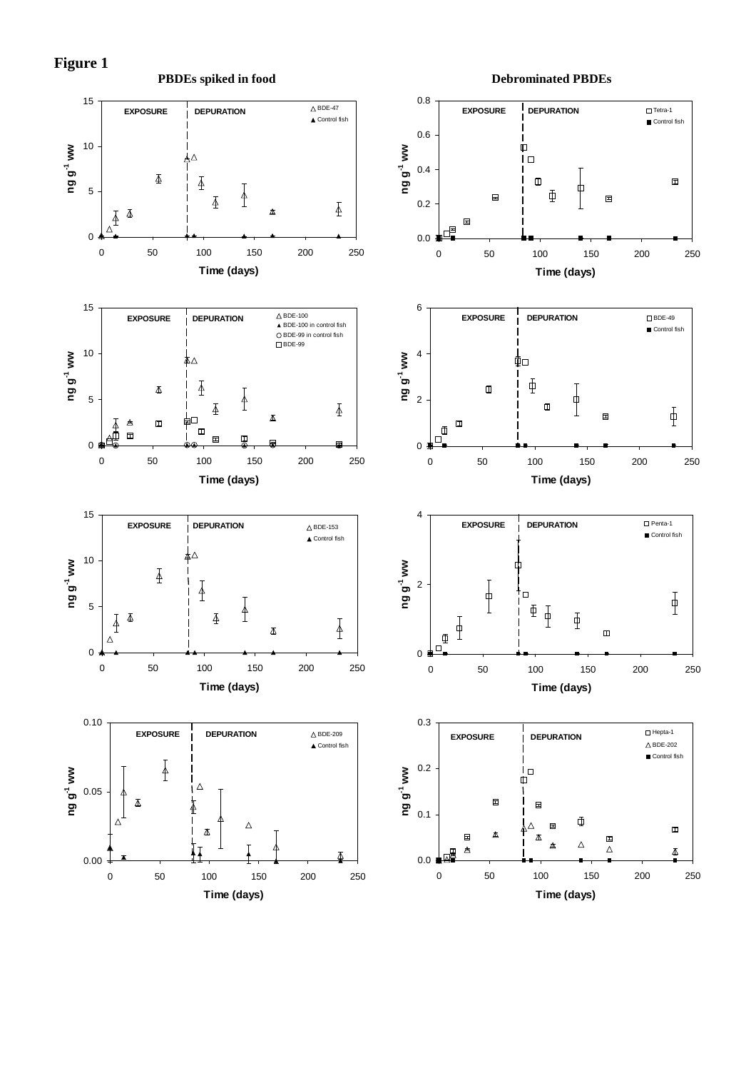# Figure 1

**PBDEs spiked in food**

**Debrominated PBDEs**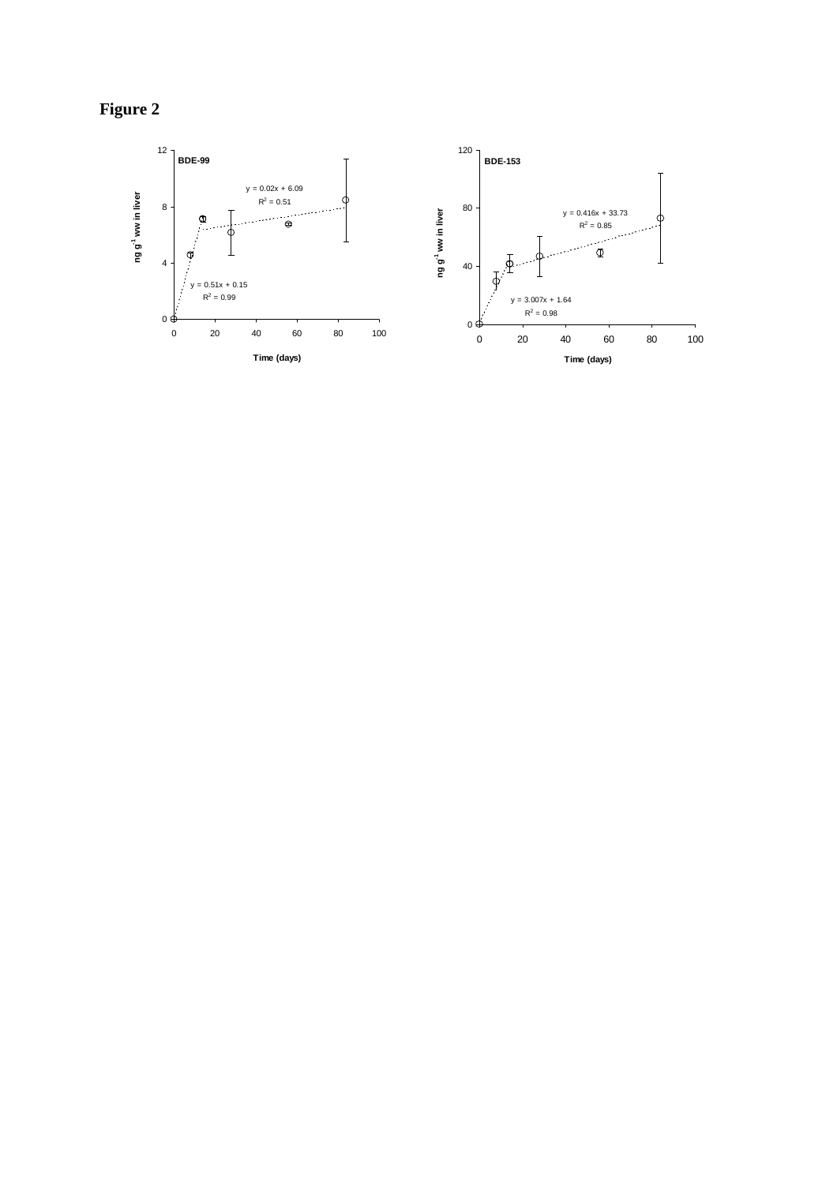# Figure 2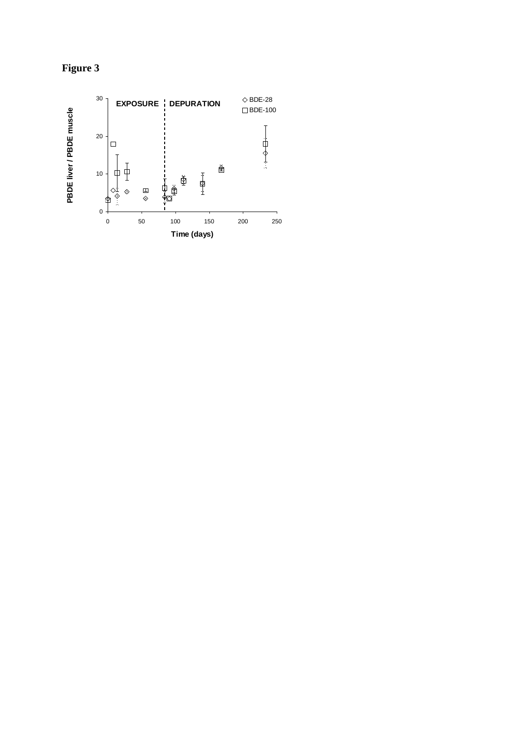**Figure 3**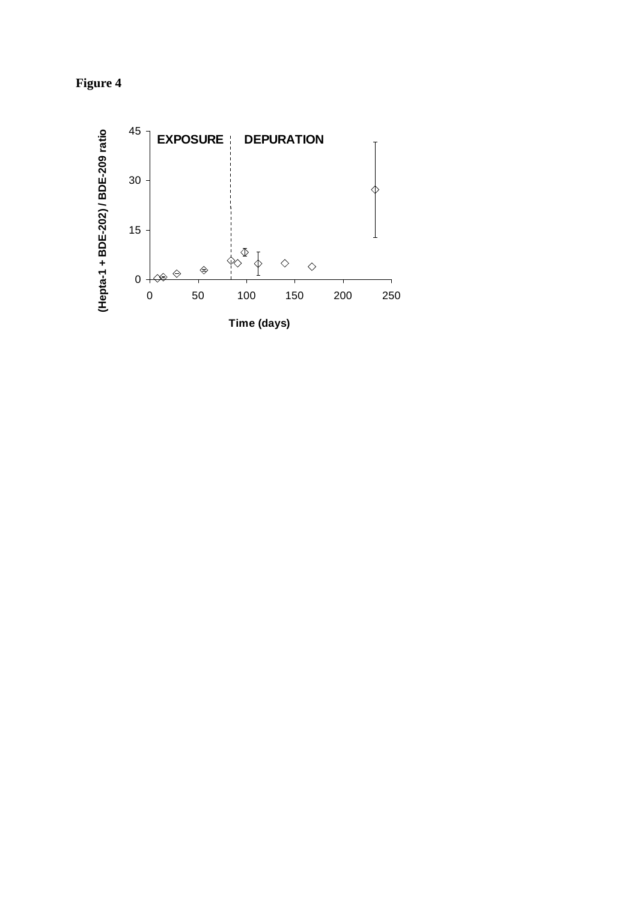**Figure 4**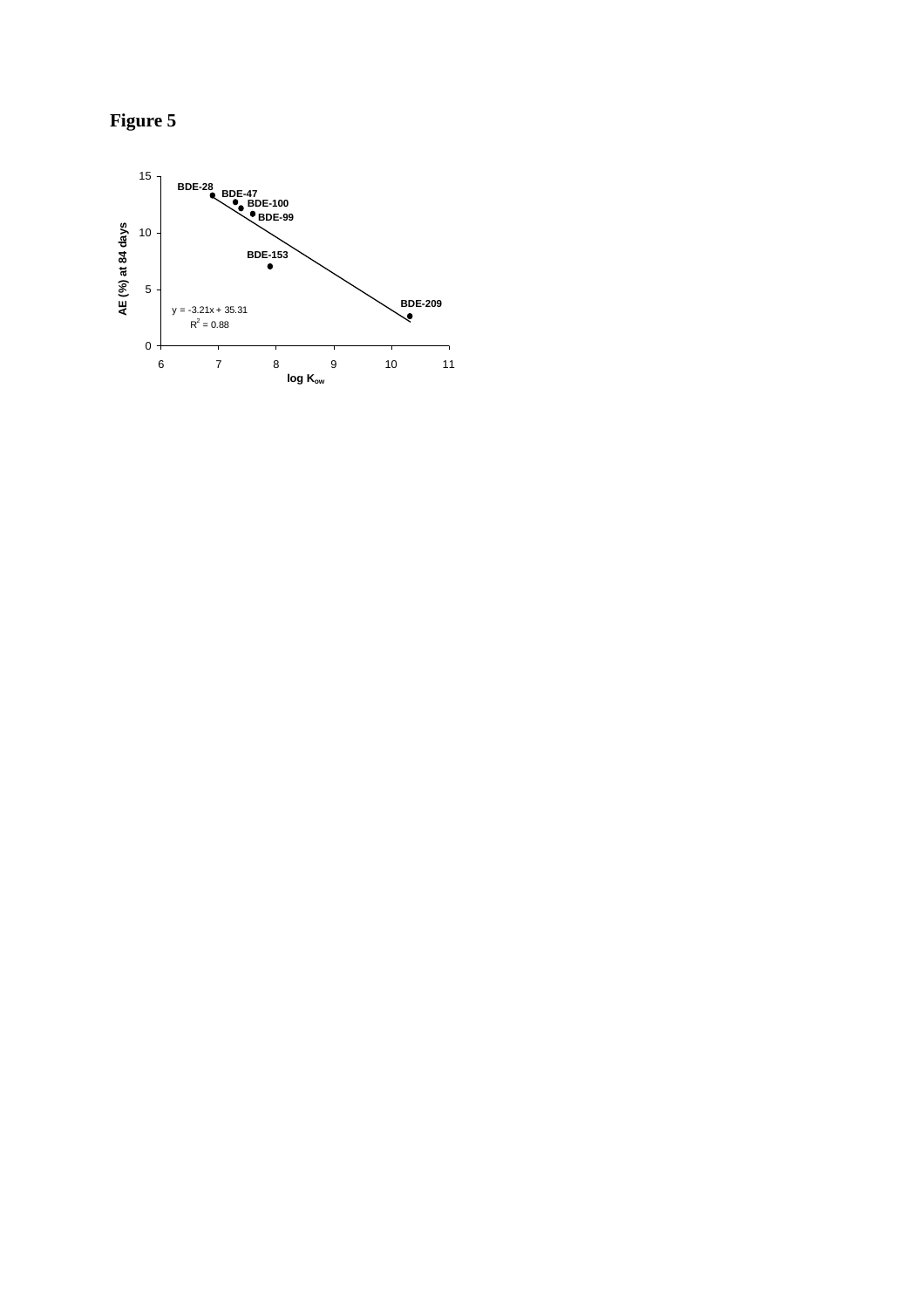**Figure 5**

15

10

5

0

6

7

8

9

10

11

AE (%) at 84 days

log $K_{ow}$

BDE-28

BDE-47

BDE-100

BDE-99

BDE-153

BDE-209

y = -3.21x + 35.31

$R^2 = 0.88$